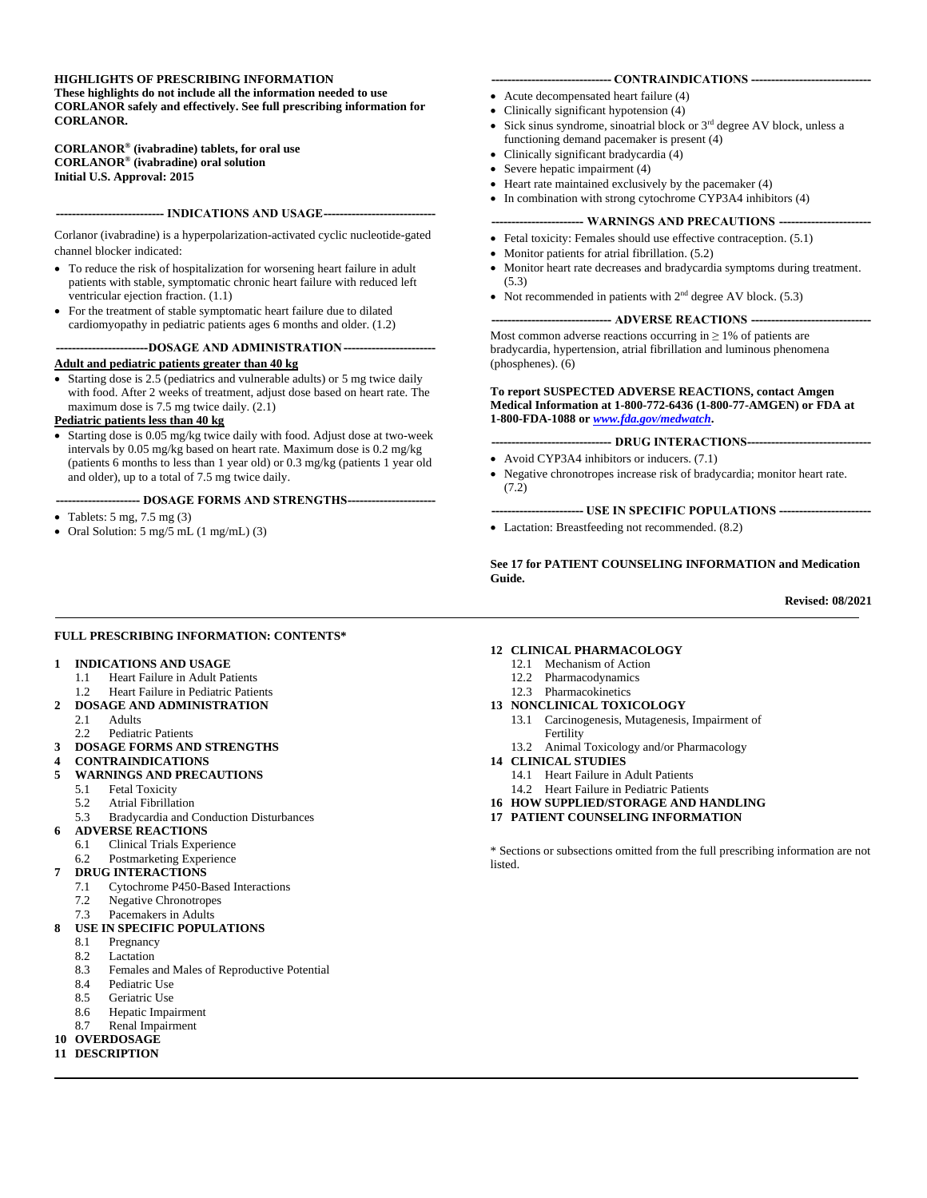**HIGHLIGHTS OF PRESCRIBING INFORMATION**
**These highlights do not include all the information needed to use CORLANOR safely and effectively. See full prescribing information for CORLANOR.**

**CORLANOR® (ivabradine) tablets, for oral use**
**CORLANOR® (ivabradine) oral solution**
**Initial U.S. Approval: 2015**

## INDICATIONS AND USAGE

Corlanor (ivabradine) is a hyperpolarization-activated cyclic nucleotide-gated channel blocker indicated:

- To reduce the risk of hospitalization for worsening heart failure in adult patients with stable, symptomatic chronic heart failure with reduced left ventricular ejection fraction. (1.1)
- For the treatment of stable symptomatic heart failure due to dilated cardiomyopathy in pediatric patients ages 6 months and older. (1.2)

## DOSAGE AND ADMINISTRATION

**Adult and pediatric patients greater than 40 kg**

- Starting dose is 2.5 (pediatrics and vulnerable adults) or 5 mg twice daily with food. After 2 weeks of treatment, adjust dose based on heart rate. The maximum dose is 7.5 mg twice daily. (2.1)

**Pediatric patients less than 40 kg**

- Starting dose is 0.05 mg/kg twice daily with food. Adjust dose at two-week intervals by 0.05 mg/kg based on heart rate. Maximum dose is 0.2 mg/kg (patients 6 months to less than 1 year old) or 0.3 mg/kg (patients 1 year old and older), up to a total of 7.5 mg twice daily.

## DOSAGE FORMS AND STRENGTHS

- Tablets: 5 mg, 7.5 mg (3)
- Oral Solution: 5 mg/5 mL (1 mg/mL) (3)

## CONTRAINDICATIONS

- Acute decompensated heart failure (4)
- Clinically significant hypotension (4)
- Sick sinus syndrome, sinoatrial block or 3rd degree AV block, unless a functioning demand pacemaker is present (4)
- Clinically significant bradycardia (4)
- Severe hepatic impairment (4)
- Heart rate maintained exclusively by the pacemaker (4)
- In combination with strong cytochrome CYP3A4 inhibitors (4)

## WARNINGS AND PRECAUTIONS

- Fetal toxicity: Females should use effective contraception. (5.1)
- Monitor patients for atrial fibrillation. (5.2)
- Monitor heart rate decreases and bradycardia symptoms during treatment. (5.3)
- Not recommended in patients with 2nd degree AV block. (5.3)

## ADVERSE REACTIONS

Most common adverse reactions occurring in ≥ 1% of patients are bradycardia, hypertension, atrial fibrillation and luminous phenomena (phosphenes). (6)

**To report SUSPECTED ADVERSE REACTIONS, contact Amgen Medical Information at 1-800-772-6436 (1-800-77-AMGEN) or FDA at 1-800-FDA-1088 or *www.fda.gov/medwatch*.**

## DRUG INTERACTIONS

- Avoid CYP3A4 inhibitors or inducers. (7.1)
- Negative chronotropes increase risk of bradycardia; monitor heart rate. (7.2)

## USE IN SPECIFIC POPULATIONS

- Lactation: Breastfeeding not recommended. (8.2)

**See 17 for PATIENT COUNSELING INFORMATION and Medication Guide.**

**Revised: 08/2021**

---

## FULL PRESCRIBING INFORMATION: CONTENTS*

**1 INDICATIONS AND USAGE**
- 1.1 Heart Failure in Adult Patients
- 1.2 Heart Failure in Pediatric Patients

**2 DOSAGE AND ADMINISTRATION**
- 2.1 Adults
- 2.2 Pediatric Patients

**3 DOSAGE FORMS AND STRENGTHS**

**4 CONTRAINDICATIONS**

**5 WARNINGS AND PRECAUTIONS**
- 5.1 Fetal Toxicity
- 5.2 Atrial Fibrillation
- 5.3 Bradycardia and Conduction Disturbances

**6 ADVERSE REACTIONS**
- 6.1 Clinical Trials Experience
- 6.2 Postmarketing Experience

**7 DRUG INTERACTIONS**
- 7.1 Cytochrome P450-Based Interactions
- 7.2 Negative Chronotropes
- 7.3 Pacemakers in Adults

**8 USE IN SPECIFIC POPULATIONS**
- 8.1 Pregnancy
- 8.2 Lactation
- 8.3 Females and Males of Reproductive Potential
- 8.4 Pediatric Use
- 8.5 Geriatric Use
- 8.6 Hepatic Impairment
- 8.7 Renal Impairment

**10 OVERDOSAGE**

**11 DESCRIPTION**

**12 CLINICAL PHARMACOLOGY**
- 12.1 Mechanism of Action
- 12.2 Pharmacodynamics
- 12.3 Pharmacokinetics

**13 NONCLINICAL TOXICOLOGY**
- 13.1 Carcinogenesis, Mutagenesis, Impairment of Fertility
- 13.2 Animal Toxicology and/or Pharmacology

**14 CLINICAL STUDIES**
- 14.1 Heart Failure in Adult Patients
- 14.2 Heart Failure in Pediatric Patients

**16 HOW SUPPLIED/STORAGE AND HANDLING**

**17 PATIENT COUNSELING INFORMATION**

\* Sections or subsections omitted from the full prescribing information are not listed.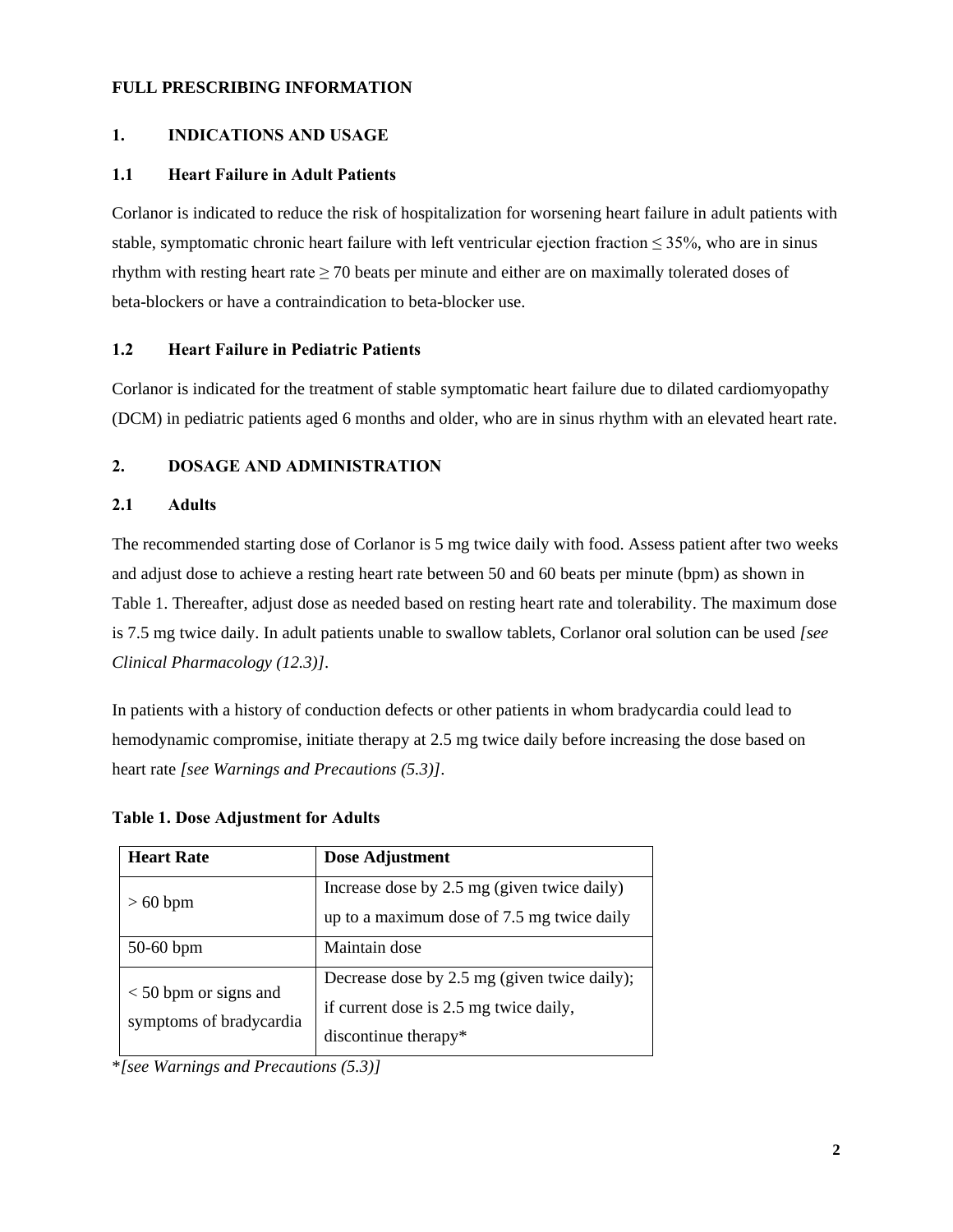# FULL PRESCRIBING INFORMATION

## 1. INDICATIONS AND USAGE

### 1.1 Heart Failure in Adult Patients

Corlanor is indicated to reduce the risk of hospitalization for worsening heart failure in adult patients with stable, symptomatic chronic heart failure with left ventricular ejection fraction ≤ 35%, who are in sinus rhythm with resting heart rate ≥ 70 beats per minute and either are on maximally tolerated doses of beta-blockers or have a contraindication to beta-blocker use.

### 1.2 Heart Failure in Pediatric Patients

Corlanor is indicated for the treatment of stable symptomatic heart failure due to dilated cardiomyopathy (DCM) in pediatric patients aged 6 months and older, who are in sinus rhythm with an elevated heart rate.

## 2. DOSAGE AND ADMINISTRATION

### 2.1 Adults

The recommended starting dose of Corlanor is 5 mg twice daily with food. Assess patient after two weeks and adjust dose to achieve a resting heart rate between 50 and 60 beats per minute (bpm) as shown in Table 1. Thereafter, adjust dose as needed based on resting heart rate and tolerability. The maximum dose is 7.5 mg twice daily. In adult patients unable to swallow tablets, Corlanor oral solution can be used *[see Clinical Pharmacology (12.3)]*.

In patients with a history of conduction defects or other patients in whom bradycardia could lead to hemodynamic compromise, initiate therapy at 2.5 mg twice daily before increasing the dose based on heart rate *[see Warnings and Precautions (5.3)]*.

**Table 1. Dose Adjustment for Adults**

| Heart Rate | Dose Adjustment |
| --- | --- |
| > 60 bpm | Increase dose by 2.5 mg (given twice daily) up to a maximum dose of 7.5 mg twice daily |
| 50-60 bpm | Maintain dose |
| < 50 bpm or signs and symptoms of bradycardia | Decrease dose by 2.5 mg (given twice daily); if current dose is 2.5 mg twice daily, discontinue therapy* |

**[see Warnings and Precautions (5.3)]*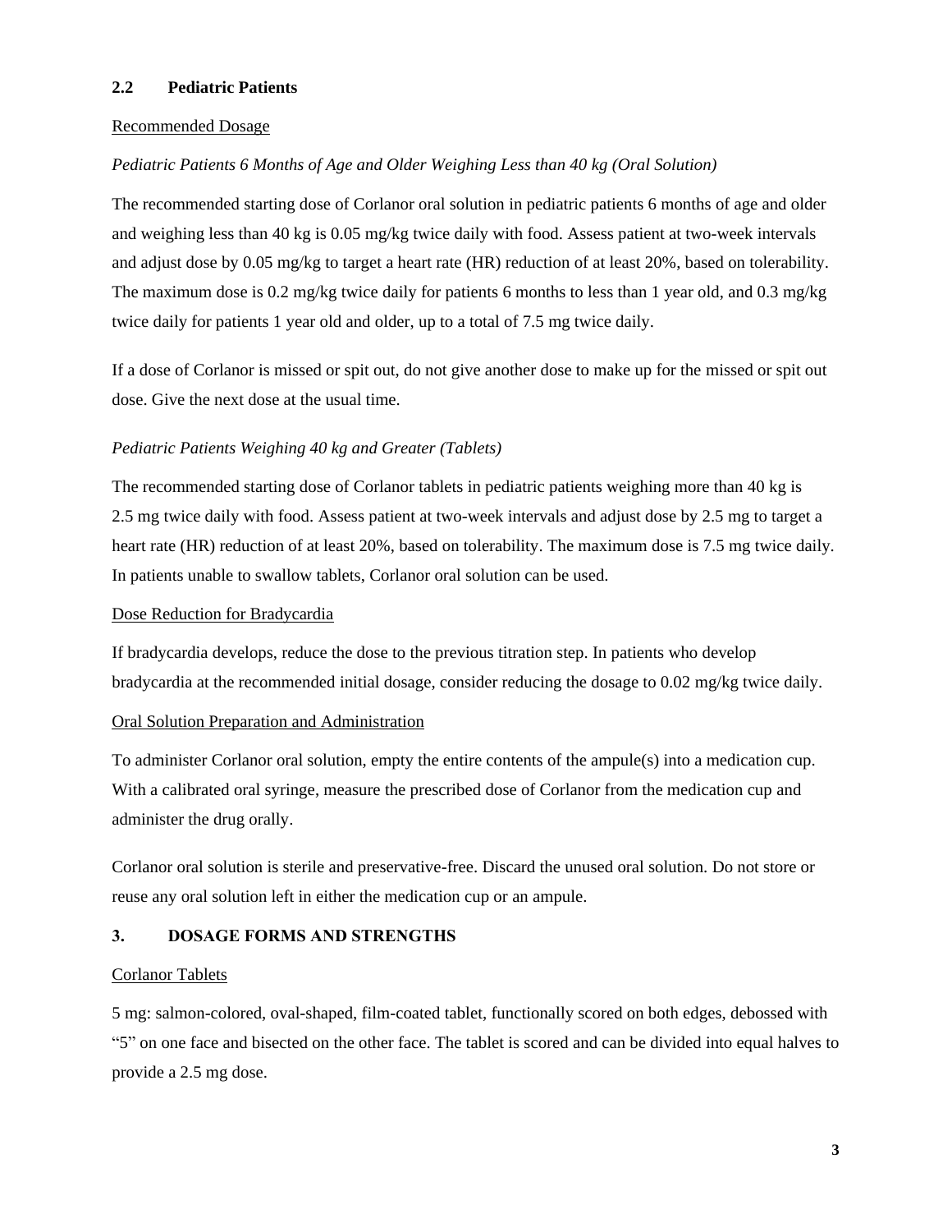### 2.2 Pediatric Patients

Recommended Dosage

*Pediatric Patients 6 Months of Age and Older Weighing Less than 40 kg (Oral Solution)*

The recommended starting dose of Corlanor oral solution in pediatric patients 6 months of age and older and weighing less than 40 kg is 0.05 mg/kg twice daily with food. Assess patient at two-week intervals and adjust dose by 0.05 mg/kg to target a heart rate (HR) reduction of at least 20%, based on tolerability. The maximum dose is 0.2 mg/kg twice daily for patients 6 months to less than 1 year old, and 0.3 mg/kg twice daily for patients 1 year old and older, up to a total of 7.5 mg twice daily.

If a dose of Corlanor is missed or spit out, do not give another dose to make up for the missed or spit out dose. Give the next dose at the usual time.

*Pediatric Patients Weighing 40 kg and Greater (Tablets)*

The recommended starting dose of Corlanor tablets in pediatric patients weighing more than 40 kg is 2.5 mg twice daily with food. Assess patient at two-week intervals and adjust dose by 2.5 mg to target a heart rate (HR) reduction of at least 20%, based on tolerability. The maximum dose is 7.5 mg twice daily. In patients unable to swallow tablets, Corlanor oral solution can be used.

Dose Reduction for Bradycardia

If bradycardia develops, reduce the dose to the previous titration step. In patients who develop bradycardia at the recommended initial dosage, consider reducing the dosage to 0.02 mg/kg twice daily.

Oral Solution Preparation and Administration

To administer Corlanor oral solution, empty the entire contents of the ampule(s) into a medication cup. With a calibrated oral syringe, measure the prescribed dose of Corlanor from the medication cup and administer the drug orally.

Corlanor oral solution is sterile and preservative-free. Discard the unused oral solution. Do not store or reuse any oral solution left in either the medication cup or an ampule.

## 3. DOSAGE FORMS AND STRENGTHS

Corlanor Tablets

5 mg: salmon-colored, oval-shaped, film-coated tablet, functionally scored on both edges, debossed with "5" on one face and bisected on the other face. The tablet is scored and can be divided into equal halves to provide a 2.5 mg dose.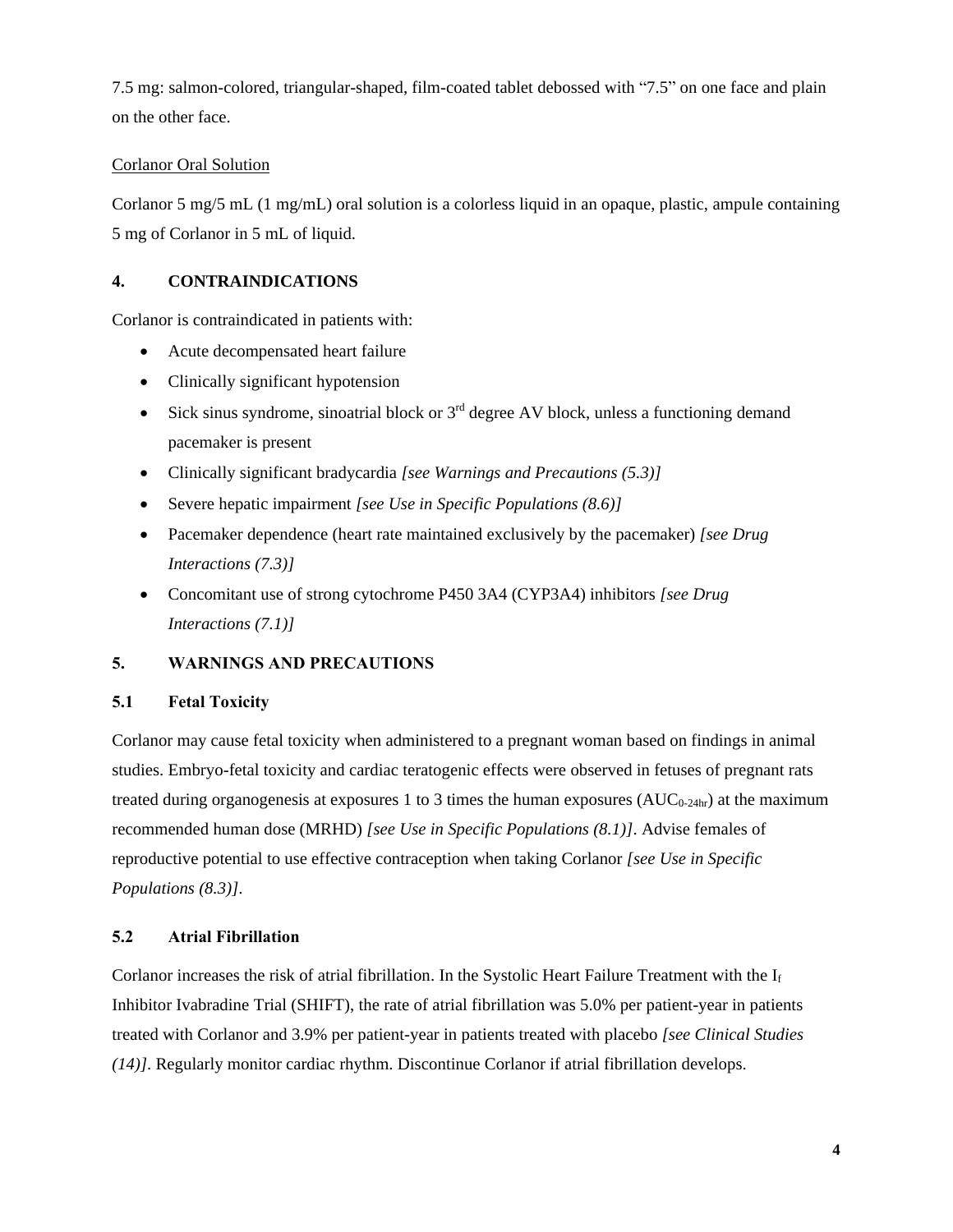7.5 mg: salmon-colored, triangular-shaped, film-coated tablet debossed with “7.5” on one face and plain on the other face.

Corlanor Oral Solution

Corlanor 5 mg/5 mL (1 mg/mL) oral solution is a colorless liquid in an opaque, plastic, ampule containing 5 mg of Corlanor in 5 mL of liquid.

## 4. CONTRAINDICATIONS

Corlanor is contraindicated in patients with:

- Acute decompensated heart failure
- Clinically significant hypotension
- Sick sinus syndrome, sinoatrial block or 3rd degree AV block, unless a functioning demand pacemaker is present
- Clinically significant bradycardia *[see Warnings and Precautions (5.3)]*
- Severe hepatic impairment *[see Use in Specific Populations (8.6)]*
- Pacemaker dependence (heart rate maintained exclusively by the pacemaker) *[see Drug Interactions (7.3)]*
- Concomitant use of strong cytochrome P450 3A4 (CYP3A4) inhibitors *[see Drug Interactions (7.1)]*

## 5. WARNINGS AND PRECAUTIONS

### 5.1 Fetal Toxicity

Corlanor may cause fetal toxicity when administered to a pregnant woman based on findings in animal studies. Embryo-fetal toxicity and cardiac teratogenic effects were observed in fetuses of pregnant rats treated during organogenesis at exposures 1 to 3 times the human exposures ($AUC_{0\text{-}24hr}$) at the maximum recommended human dose (MRHD) *[see Use in Specific Populations (8.1)]*. Advise females of reproductive potential to use effective contraception when taking Corlanor *[see Use in Specific Populations (8.3)]*.

### 5.2 Atrial Fibrillation

Corlanor increases the risk of atrial fibrillation. In the Systolic Heart Failure Treatment with the $I_f$ Inhibitor Ivabradine Trial (SHIFT), the rate of atrial fibrillation was 5.0% per patient-year in patients treated with Corlanor and 3.9% per patient-year in patients treated with placebo *[see Clinical Studies (14)]*. Regularly monitor cardiac rhythm. Discontinue Corlanor if atrial fibrillation develops.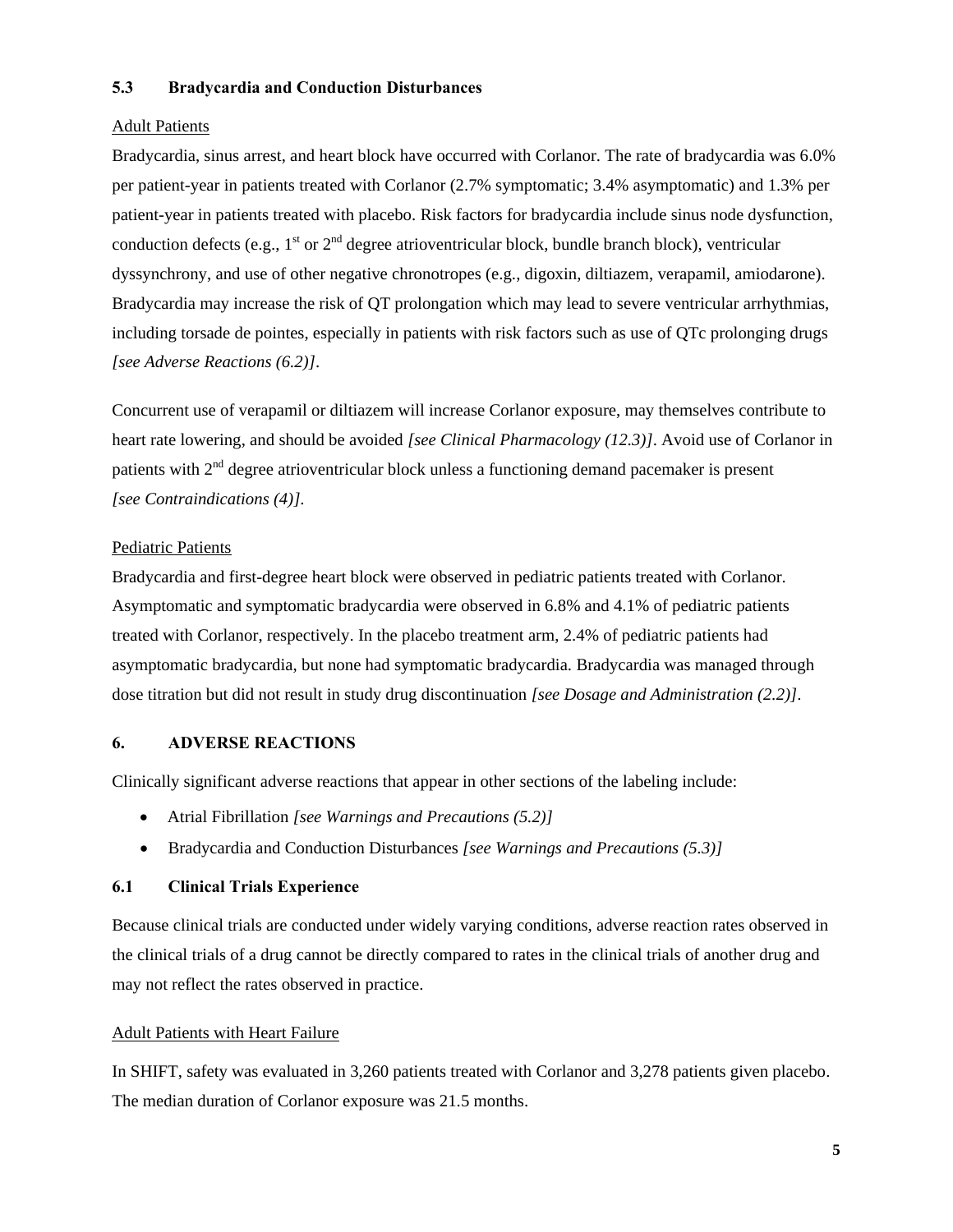### 5.3 Bradycardia and Conduction Disturbances

Adult Patients

Bradycardia, sinus arrest, and heart block have occurred with Corlanor. The rate of bradycardia was 6.0% per patient-year in patients treated with Corlanor (2.7% symptomatic; 3.4% asymptomatic) and 1.3% per patient-year in patients treated with placebo. Risk factors for bradycardia include sinus node dysfunction, conduction defects (e.g., 1st or 2nd degree atrioventricular block, bundle branch block), ventricular dyssynchrony, and use of other negative chronotropes (e.g., digoxin, diltiazem, verapamil, amiodarone). Bradycardia may increase the risk of QT prolongation which may lead to severe ventricular arrhythmias, including torsade de pointes, especially in patients with risk factors such as use of QTc prolonging drugs *[see Adverse Reactions (6.2)]*.

Concurrent use of verapamil or diltiazem will increase Corlanor exposure, may themselves contribute to heart rate lowering, and should be avoided *[see Clinical Pharmacology (12.3)]*. Avoid use of Corlanor in patients with 2nd degree atrioventricular block unless a functioning demand pacemaker is present *[see Contraindications (4)]*.

Pediatric Patients

Bradycardia and first-degree heart block were observed in pediatric patients treated with Corlanor. Asymptomatic and symptomatic bradycardia were observed in 6.8% and 4.1% of pediatric patients treated with Corlanor, respectively. In the placebo treatment arm, 2.4% of pediatric patients had asymptomatic bradycardia, but none had symptomatic bradycardia. Bradycardia was managed through dose titration but did not result in study drug discontinuation *[see Dosage and Administration (2.2)]*.

## 6. ADVERSE REACTIONS

Clinically significant adverse reactions that appear in other sections of the labeling include:

- Atrial Fibrillation *[see Warnings and Precautions (5.2)]*
- Bradycardia and Conduction Disturbances *[see Warnings and Precautions (5.3)]*

### 6.1 Clinical Trials Experience

Because clinical trials are conducted under widely varying conditions, adverse reaction rates observed in the clinical trials of a drug cannot be directly compared to rates in the clinical trials of another drug and may not reflect the rates observed in practice.

Adult Patients with Heart Failure

In SHIFT, safety was evaluated in 3,260 patients treated with Corlanor and 3,278 patients given placebo. The median duration of Corlanor exposure was 21.5 months.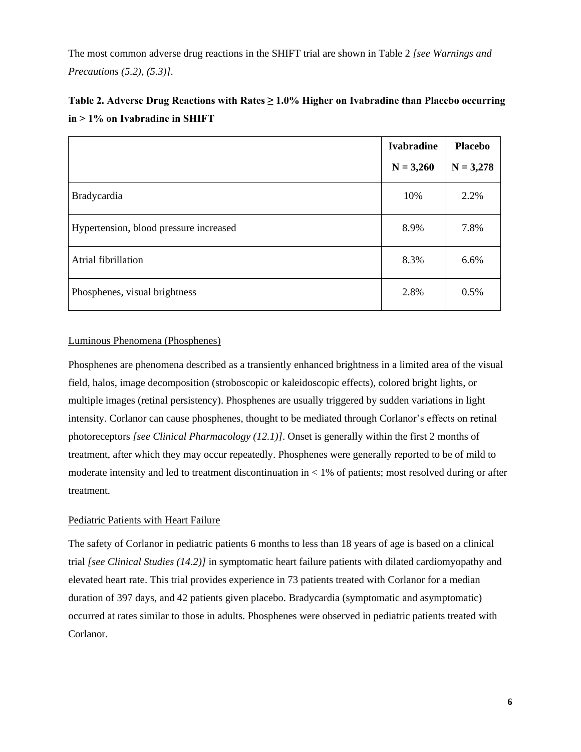The most common adverse drug reactions in the SHIFT trial are shown in Table 2 *[see Warnings and Precautions (5.2), (5.3)]*.

**Table 2. Adverse Drug Reactions with Rates ≥ 1.0% Higher on Ivabradine than Placebo occurring in > 1% on Ivabradine in SHIFT**

| | Ivabradine N = 3,260 | Placebo N = 3,278 |
|---|---|---|
| Bradycardia | 10% | 2.2% |
| Hypertension, blood pressure increased | 8.9% | 7.8% |
| Atrial fibrillation | 8.3% | 6.6% |
| Phosphenes, visual brightness | 2.8% | 0.5% |

Luminous Phenomena (Phosphenes)

Phosphenes are phenomena described as a transiently enhanced brightness in a limited area of the visual field, halos, image decomposition (stroboscopic or kaleidoscopic effects), colored bright lights, or multiple images (retinal persistency). Phosphenes are usually triggered by sudden variations in light intensity. Corlanor can cause phosphenes, thought to be mediated through Corlanor's effects on retinal photoreceptors *[see Clinical Pharmacology (12.1)]*. Onset is generally within the first 2 months of treatment, after which they may occur repeatedly. Phosphenes were generally reported to be of mild to moderate intensity and led to treatment discontinuation in < 1% of patients; most resolved during or after treatment.

Pediatric Patients with Heart Failure

The safety of Corlanor in pediatric patients 6 months to less than 18 years of age is based on a clinical trial *[see Clinical Studies (14.2)]* in symptomatic heart failure patients with dilated cardiomyopathy and elevated heart rate. This trial provides experience in 73 patients treated with Corlanor for a median duration of 397 days, and 42 patients given placebo. Bradycardia (symptomatic and asymptomatic) occurred at rates similar to those in adults. Phosphenes were observed in pediatric patients treated with Corlanor.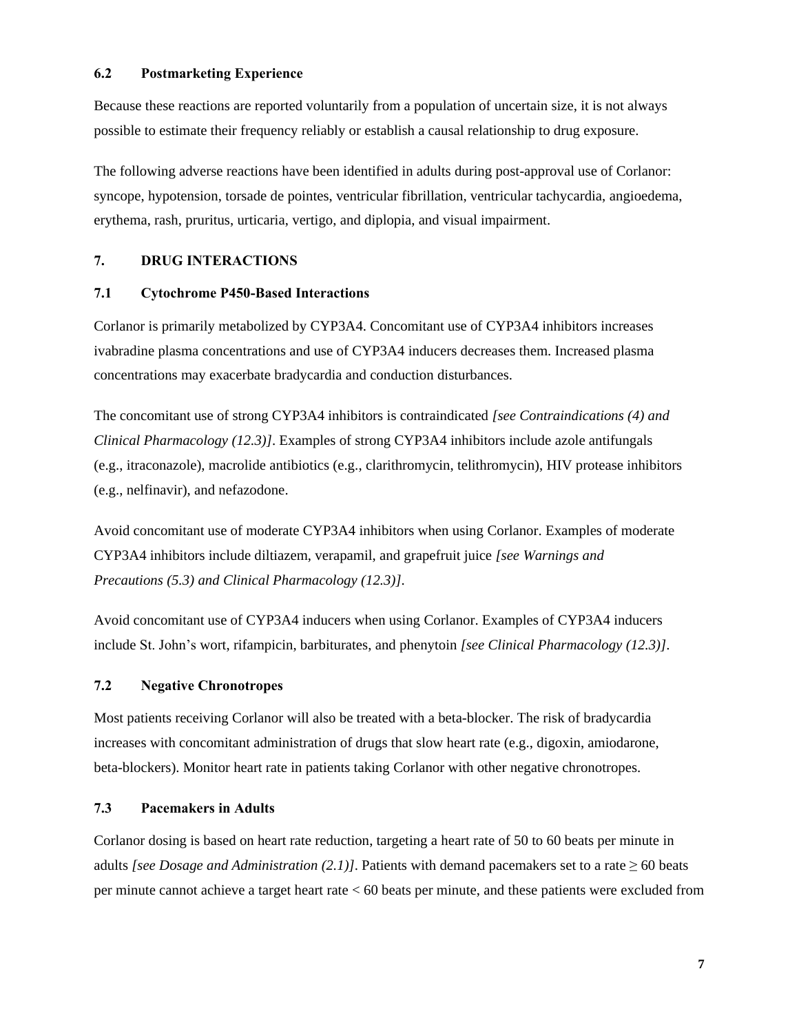### 6.2 Postmarketing Experience

Because these reactions are reported voluntarily from a population of uncertain size, it is not always possible to estimate their frequency reliably or establish a causal relationship to drug exposure.

The following adverse reactions have been identified in adults during post-approval use of Corlanor: syncope, hypotension, torsade de pointes, ventricular fibrillation, ventricular tachycardia, angioedema, erythema, rash, pruritus, urticaria, vertigo, and diplopia, and visual impairment.

## 7. DRUG INTERACTIONS

### 7.1 Cytochrome P450-Based Interactions

Corlanor is primarily metabolized by CYP3A4. Concomitant use of CYP3A4 inhibitors increases ivabradine plasma concentrations and use of CYP3A4 inducers decreases them. Increased plasma concentrations may exacerbate bradycardia and conduction disturbances.

The concomitant use of strong CYP3A4 inhibitors is contraindicated *[see Contraindications (4) and Clinical Pharmacology (12.3)]*. Examples of strong CYP3A4 inhibitors include azole antifungals (e.g., itraconazole), macrolide antibiotics (e.g., clarithromycin, telithromycin), HIV protease inhibitors (e.g., nelfinavir), and nefazodone.

Avoid concomitant use of moderate CYP3A4 inhibitors when using Corlanor. Examples of moderate CYP3A4 inhibitors include diltiazem, verapamil, and grapefruit juice *[see Warnings and Precautions (5.3) and Clinical Pharmacology (12.3)]*.

Avoid concomitant use of CYP3A4 inducers when using Corlanor. Examples of CYP3A4 inducers include St. John's wort, rifampicin, barbiturates, and phenytoin *[see Clinical Pharmacology (12.3)]*.

### 7.2 Negative Chronotropes

Most patients receiving Corlanor will also be treated with a beta-blocker. The risk of bradycardia increases with concomitant administration of drugs that slow heart rate (e.g., digoxin, amiodarone, beta-blockers). Monitor heart rate in patients taking Corlanor with other negative chronotropes.

### 7.3 Pacemakers in Adults

Corlanor dosing is based on heart rate reduction, targeting a heart rate of 50 to 60 beats per minute in adults *[see Dosage and Administration (2.1)]*. Patients with demand pacemakers set to a rate ≥ 60 beats per minute cannot achieve a target heart rate < 60 beats per minute, and these patients were excluded from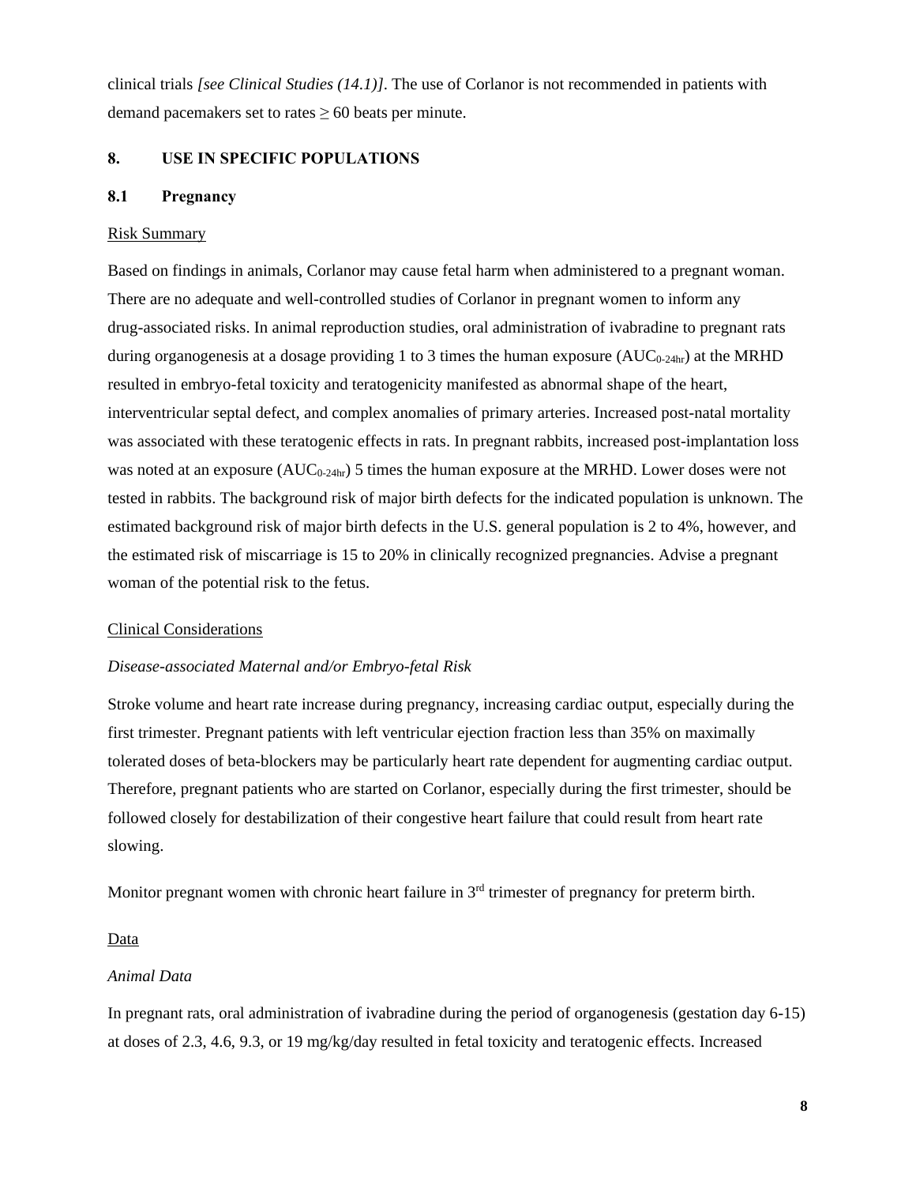clinical trials *[see Clinical Studies (14.1)]*. The use of Corlanor is not recommended in patients with demand pacemakers set to rates ≥ 60 beats per minute.

## 8. USE IN SPECIFIC POPULATIONS

### 8.1 Pregnancy

Risk Summary

Based on findings in animals, Corlanor may cause fetal harm when administered to a pregnant woman. There are no adequate and well-controlled studies of Corlanor in pregnant women to inform any drug-associated risks. In animal reproduction studies, oral administration of ivabradine to pregnant rats during organogenesis at a dosage providing 1 to 3 times the human exposure ($AUC_{0\text{-}24hr}$) at the MRHD resulted in embryo-fetal toxicity and teratogenicity manifested as abnormal shape of the heart, interventricular septal defect, and complex anomalies of primary arteries. Increased post-natal mortality was associated with these teratogenic effects in rats. In pregnant rabbits, increased post-implantation loss was noted at an exposure ($AUC_{0\text{-}24hr}$) 5 times the human exposure at the MRHD. Lower doses were not tested in rabbits. The background risk of major birth defects for the indicated population is unknown. The estimated background risk of major birth defects in the U.S. general population is 2 to 4%, however, and the estimated risk of miscarriage is 15 to 20% in clinically recognized pregnancies. Advise a pregnant woman of the potential risk to the fetus.

Clinical Considerations

*Disease-associated Maternal and/or Embryo-fetal Risk*

Stroke volume and heart rate increase during pregnancy, increasing cardiac output, especially during the first trimester. Pregnant patients with left ventricular ejection fraction less than 35% on maximally tolerated doses of beta-blockers may be particularly heart rate dependent for augmenting cardiac output. Therefore, pregnant patients who are started on Corlanor, especially during the first trimester, should be followed closely for destabilization of their congestive heart failure that could result from heart rate slowing.

Monitor pregnant women with chronic heart failure in 3rd trimester of pregnancy for preterm birth.

Data

*Animal Data*

In pregnant rats, oral administration of ivabradine during the period of organogenesis (gestation day 6-15) at doses of 2.3, 4.6, 9.3, or 19 mg/kg/day resulted in fetal toxicity and teratogenic effects. Increased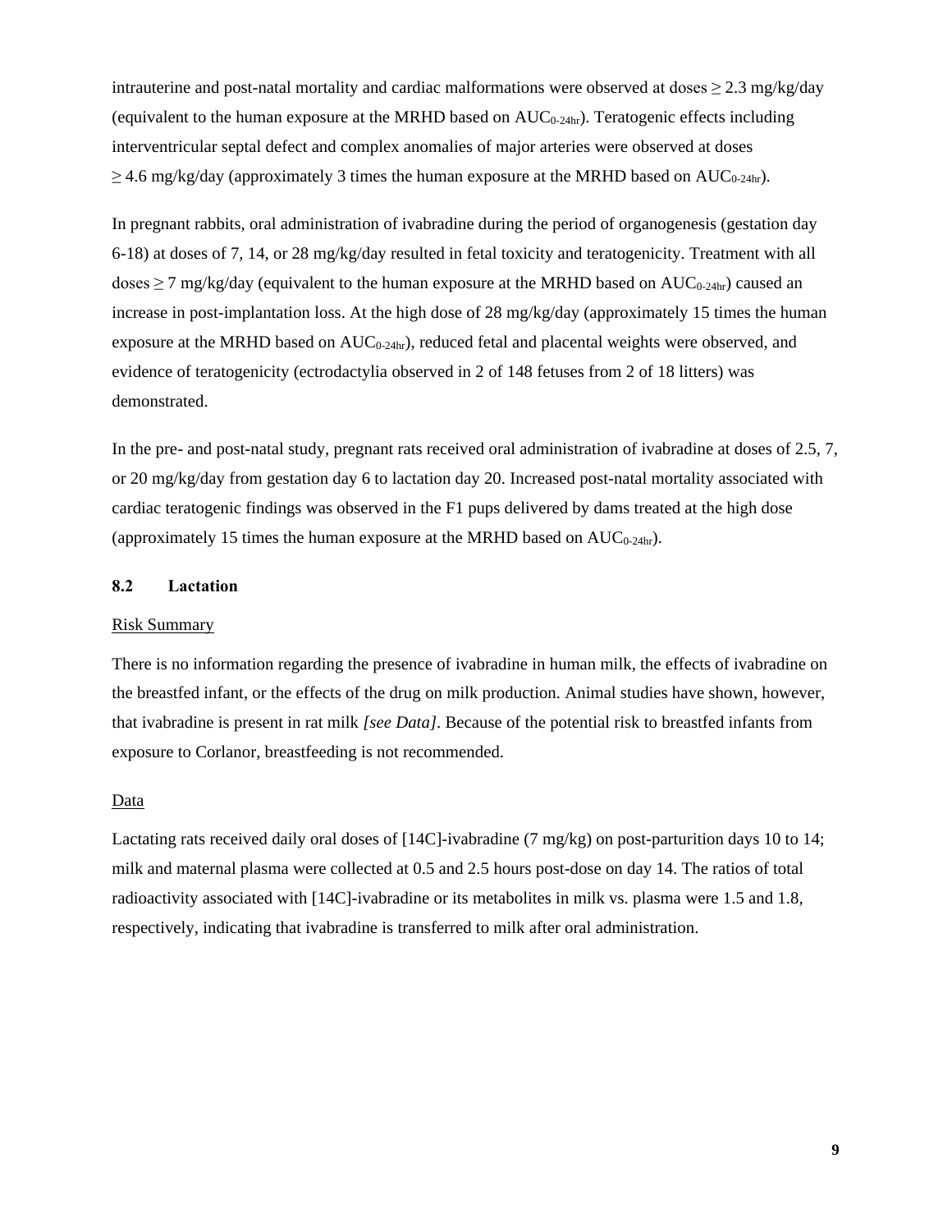intrauterine and post-natal mortality and cardiac malformations were observed at doses ≥ 2.3 mg/kg/day (equivalent to the human exposure at the MRHD based on $AUC_{0\text{-}24hr}$). Teratogenic effects including interventricular septal defect and complex anomalies of major arteries were observed at doses ≥ 4.6 mg/kg/day (approximately 3 times the human exposure at the MRHD based on $AUC_{0\text{-}24hr}$).

In pregnant rabbits, oral administration of ivabradine during the period of organogenesis (gestation day 6-18) at doses of 7, 14, or 28 mg/kg/day resulted in fetal toxicity and teratogenicity. Treatment with all doses ≥ 7 mg/kg/day (equivalent to the human exposure at the MRHD based on $AUC_{0\text{-}24hr}$) caused an increase in post-implantation loss. At the high dose of 28 mg/kg/day (approximately 15 times the human exposure at the MRHD based on $AUC_{0\text{-}24hr}$), reduced fetal and placental weights were observed, and evidence of teratogenicity (ectrodactylia observed in 2 of 148 fetuses from 2 of 18 litters) was demonstrated.

In the pre- and post-natal study, pregnant rats received oral administration of ivabradine at doses of 2.5, 7, or 20 mg/kg/day from gestation day 6 to lactation day 20. Increased post-natal mortality associated with cardiac teratogenic findings was observed in the F1 pups delivered by dams treated at the high dose (approximately 15 times the human exposure at the MRHD based on $AUC_{0\text{-}24hr}$).

### 8.2 Lactation

Risk Summary

There is no information regarding the presence of ivabradine in human milk, the effects of ivabradine on the breastfed infant, or the effects of the drug on milk production. Animal studies have shown, however, that ivabradine is present in rat milk *[see Data]*. Because of the potential risk to breastfed infants from exposure to Corlanor, breastfeeding is not recommended.

Data

Lactating rats received daily oral doses of [14C]-ivabradine (7 mg/kg) on post-parturition days 10 to 14; milk and maternal plasma were collected at 0.5 and 2.5 hours post-dose on day 14. The ratios of total radioactivity associated with [14C]-ivabradine or its metabolites in milk vs. plasma were 1.5 and 1.8, respectively, indicating that ivabradine is transferred to milk after oral administration.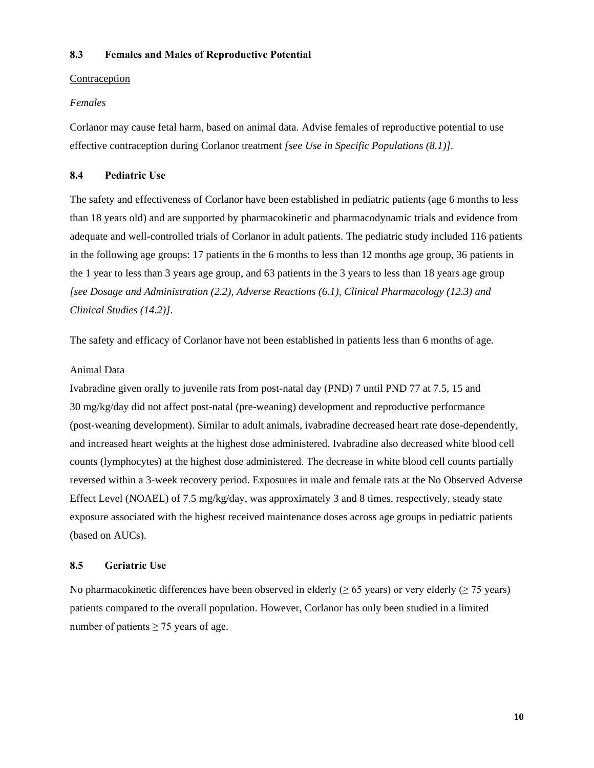### 8.3 Females and Males of Reproductive Potential

Contraception

*Females*

Corlanor may cause fetal harm, based on animal data. Advise females of reproductive potential to use effective contraception during Corlanor treatment *[see Use in Specific Populations (8.1)]*.

### 8.4 Pediatric Use

The safety and effectiveness of Corlanor have been established in pediatric patients (age 6 months to less than 18 years old) and are supported by pharmacokinetic and pharmacodynamic trials and evidence from adequate and well-controlled trials of Corlanor in adult patients. The pediatric study included 116 patients in the following age groups: 17 patients in the 6 months to less than 12 months age group, 36 patients in the 1 year to less than 3 years age group, and 63 patients in the 3 years to less than 18 years age group *[see Dosage and Administration (2.2), Adverse Reactions (6.1), Clinical Pharmacology (12.3) and Clinical Studies (14.2)]*.

The safety and efficacy of Corlanor have not been established in patients less than 6 months of age.

Animal Data

Ivabradine given orally to juvenile rats from post-natal day (PND) 7 until PND 77 at 7.5, 15 and 30 mg/kg/day did not affect post-natal (pre-weaning) development and reproductive performance (post-weaning development). Similar to adult animals, ivabradine decreased heart rate dose-dependently, and increased heart weights at the highest dose administered. Ivabradine also decreased white blood cell counts (lymphocytes) at the highest dose administered. The decrease in white blood cell counts partially reversed within a 3-week recovery period. Exposures in male and female rats at the No Observed Adverse Effect Level (NOAEL) of 7.5 mg/kg/day, was approximately 3 and 8 times, respectively, steady state exposure associated with the highest received maintenance doses across age groups in pediatric patients (based on AUCs).

### 8.5 Geriatric Use

No pharmacokinetic differences have been observed in elderly (≥ 65 years) or very elderly (≥ 75 years) patients compared to the overall population. However, Corlanor has only been studied in a limited number of patients ≥ 75 years of age.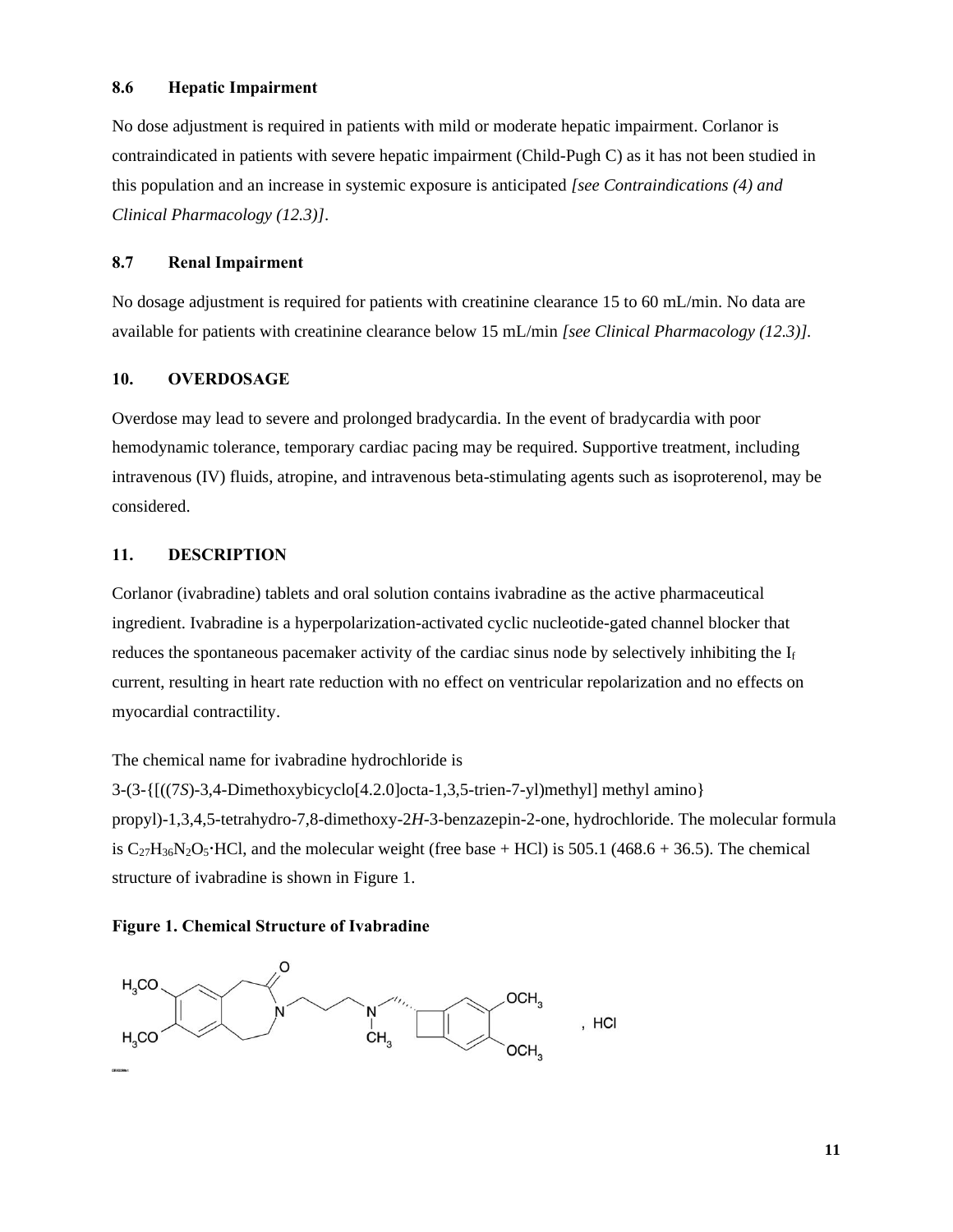### 8.6 Hepatic Impairment

No dose adjustment is required in patients with mild or moderate hepatic impairment. Corlanor is contraindicated in patients with severe hepatic impairment (Child-Pugh C) as it has not been studied in this population and an increase in systemic exposure is anticipated *[see Contraindications (4) and Clinical Pharmacology (12.3)]*.

### 8.7 Renal Impairment

No dosage adjustment is required for patients with creatinine clearance 15 to 60 mL/min. No data are available for patients with creatinine clearance below 15 mL/min *[see Clinical Pharmacology (12.3)]*.

## 10. OVERDOSAGE

Overdose may lead to severe and prolonged bradycardia. In the event of bradycardia with poor hemodynamic tolerance, temporary cardiac pacing may be required. Supportive treatment, including intravenous (IV) fluids, atropine, and intravenous beta-stimulating agents such as isoproterenol, may be considered.

## 11. DESCRIPTION

Corlanor (ivabradine) tablets and oral solution contains ivabradine as the active pharmaceutical ingredient. Ivabradine is a hyperpolarization-activated cyclic nucleotide-gated channel blocker that reduces the spontaneous pacemaker activity of the cardiac sinus node by selectively inhibiting the $I_f$ current, resulting in heart rate reduction with no effect on ventricular repolarization and no effects on myocardial contractility.

The chemical name for ivabradine hydrochloride is 3-(3-{[((7*S*)-3,4-Dimethoxybicyclo[4.2.0]octa-1,3,5-trien-7-yl)methyl] methyl amino} propyl)-1,3,4,5-tetrahydro-7,8-dimethoxy-2*H*-3-benzazepin-2-one, hydrochloride. The molecular formula is $C_{27}H_{36}N_2O_5 \cdot HCl$, and the molecular weight (free base + HCl) is 505.1 (468.6 + 36.5). The chemical structure of ivabradine is shown in Figure 1.

**Figure 1. Chemical Structure of Ivabradine**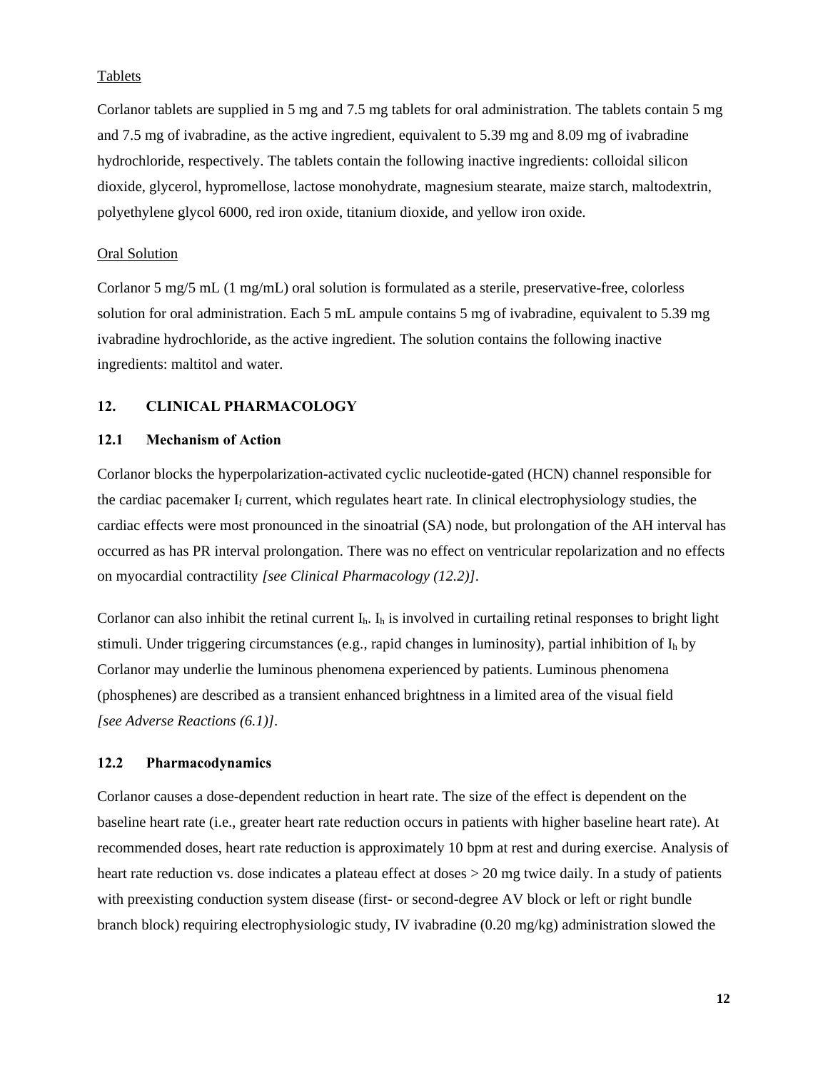Tablets

Corlanor tablets are supplied in 5 mg and 7.5 mg tablets for oral administration. The tablets contain 5 mg and 7.5 mg of ivabradine, as the active ingredient, equivalent to 5.39 mg and 8.09 mg of ivabradine hydrochloride, respectively. The tablets contain the following inactive ingredients: colloidal silicon dioxide, glycerol, hypromellose, lactose monohydrate, magnesium stearate, maize starch, maltodextrin, polyethylene glycol 6000, red iron oxide, titanium dioxide, and yellow iron oxide.

Oral Solution

Corlanor 5 mg/5 mL (1 mg/mL) oral solution is formulated as a sterile, preservative-free, colorless solution for oral administration. Each 5 mL ampule contains 5 mg of ivabradine, equivalent to 5.39 mg ivabradine hydrochloride, as the active ingredient. The solution contains the following inactive ingredients: maltitol and water.

## 12. CLINICAL PHARMACOLOGY

### 12.1 Mechanism of Action

Corlanor blocks the hyperpolarization-activated cyclic nucleotide-gated (HCN) channel responsible for the cardiac pacemaker $I_f$ current, which regulates heart rate. In clinical electrophysiology studies, the cardiac effects were most pronounced in the sinoatrial (SA) node, but prolongation of the AH interval has occurred as has PR interval prolongation. There was no effect on ventricular repolarization and no effects on myocardial contractility *[see Clinical Pharmacology (12.2)]*.

Corlanor can also inhibit the retinal current $I_h$. $I_h$ is involved in curtailing retinal responses to bright light stimuli. Under triggering circumstances (e.g., rapid changes in luminosity), partial inhibition of $I_h$ by Corlanor may underlie the luminous phenomena experienced by patients. Luminous phenomena (phosphenes) are described as a transient enhanced brightness in a limited area of the visual field *[see Adverse Reactions (6.1)]*.

### 12.2 Pharmacodynamics

Corlanor causes a dose-dependent reduction in heart rate. The size of the effect is dependent on the baseline heart rate (i.e., greater heart rate reduction occurs in patients with higher baseline heart rate). At recommended doses, heart rate reduction is approximately 10 bpm at rest and during exercise. Analysis of heart rate reduction vs. dose indicates a plateau effect at doses > 20 mg twice daily. In a study of patients with preexisting conduction system disease (first- or second-degree AV block or left or right bundle branch block) requiring electrophysiologic study, IV ivabradine (0.20 mg/kg) administration slowed the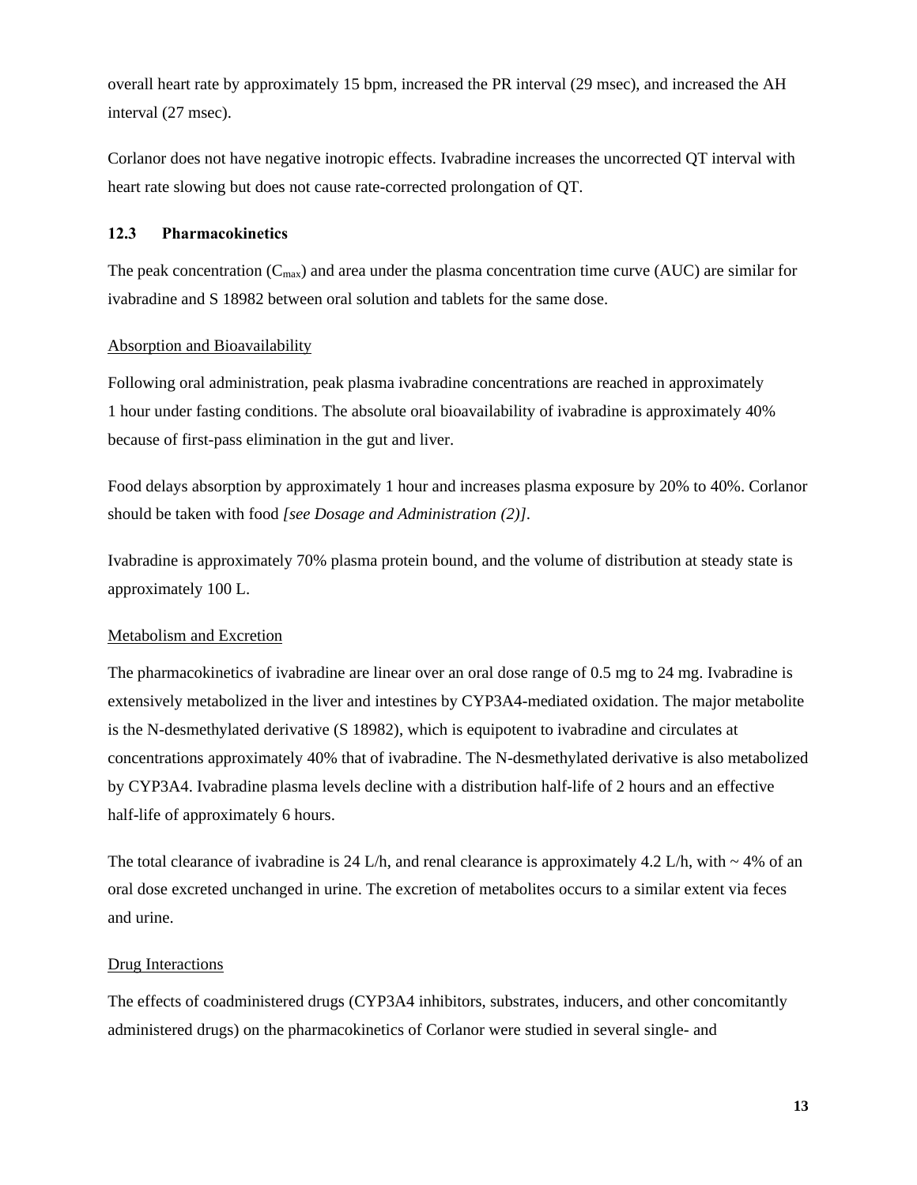overall heart rate by approximately 15 bpm, increased the PR interval (29 msec), and increased the AH interval (27 msec).

Corlanor does not have negative inotropic effects. Ivabradine increases the uncorrected QT interval with heart rate slowing but does not cause rate-corrected prolongation of QT.

### 12.3 Pharmacokinetics

The peak concentration ($C_{max}$) and area under the plasma concentration time curve (AUC) are similar for ivabradine and S 18982 between oral solution and tablets for the same dose.

Absorption and Bioavailability

Following oral administration, peak plasma ivabradine concentrations are reached in approximately 1 hour under fasting conditions. The absolute oral bioavailability of ivabradine is approximately 40% because of first-pass elimination in the gut and liver.

Food delays absorption by approximately 1 hour and increases plasma exposure by 20% to 40%. Corlanor should be taken with food *[see Dosage and Administration (2)]*.

Ivabradine is approximately 70% plasma protein bound, and the volume of distribution at steady state is approximately 100 L.

Metabolism and Excretion

The pharmacokinetics of ivabradine are linear over an oral dose range of 0.5 mg to 24 mg. Ivabradine is extensively metabolized in the liver and intestines by CYP3A4-mediated oxidation. The major metabolite is the N-desmethylated derivative (S 18982), which is equipotent to ivabradine and circulates at concentrations approximately 40% that of ivabradine. The N-desmethylated derivative is also metabolized by CYP3A4. Ivabradine plasma levels decline with a distribution half-life of 2 hours and an effective half-life of approximately 6 hours.

The total clearance of ivabradine is 24 L/h, and renal clearance is approximately 4.2 L/h, with ~ 4% of an oral dose excreted unchanged in urine. The excretion of metabolites occurs to a similar extent via feces and urine.

Drug Interactions

The effects of coadministered drugs (CYP3A4 inhibitors, substrates, inducers, and other concomitantly administered drugs) on the pharmacokinetics of Corlanor were studied in several single- and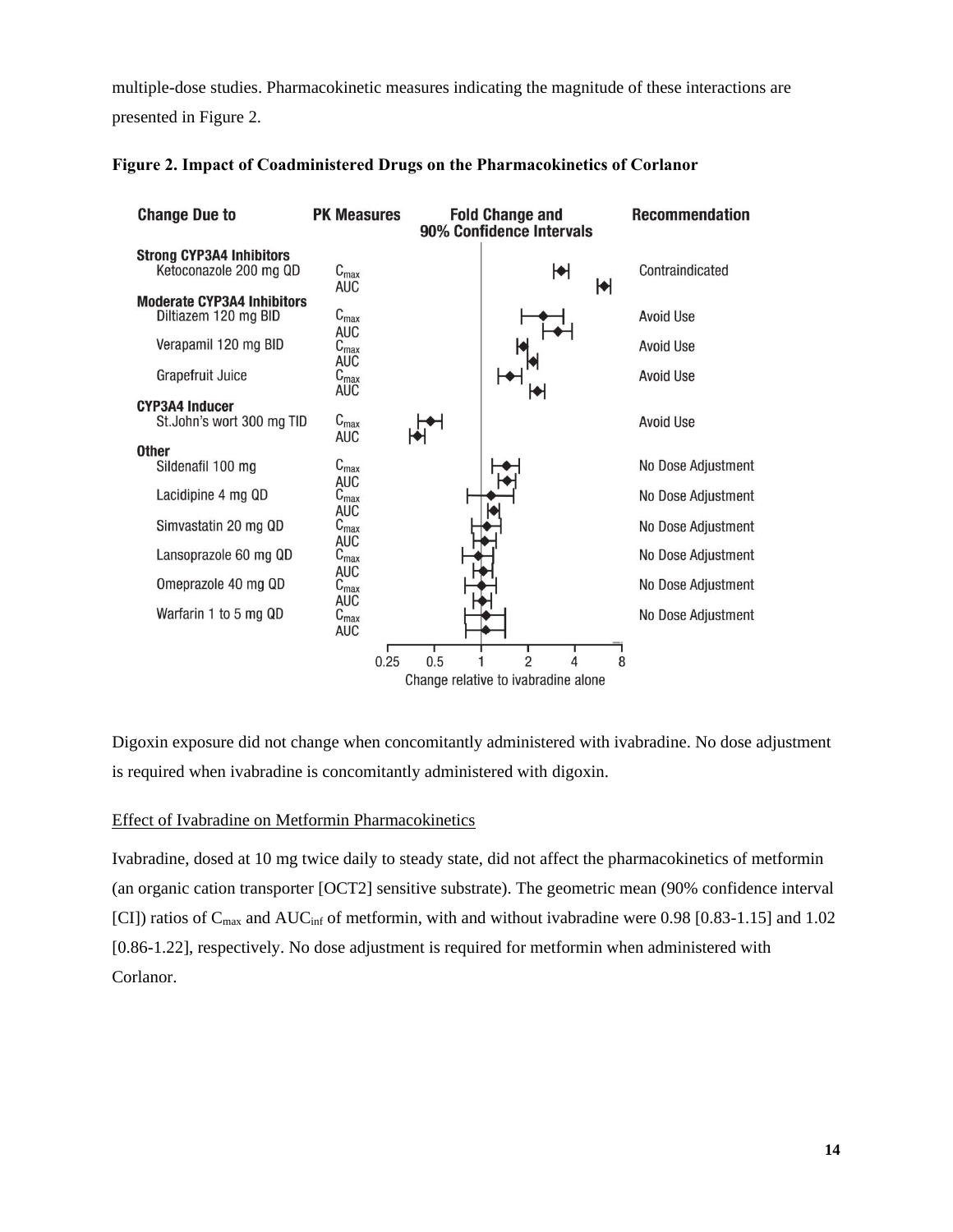multiple-dose studies. Pharmacokinetic measures indicating the magnitude of these interactions are presented in Figure 2.

**Figure 2. Impact of Coadministered Drugs on the Pharmacokinetics of Corlanor**

| Change Due to | PK Measures | Recommendation |
|---|---|---|
| **Strong CYP3A4 Inhibitors** | | |
| Ketoconazole 200 mg QD | $C_{max}$, AUC | Contraindicated |
| **Moderate CYP3A4 Inhibitors** | | |
| Diltiazem 120 mg BID | $C_{max}$, AUC | Avoid Use |
| Verapamil 120 mg BID | $C_{max}$, AUC | Avoid Use |
| Grapefruit Juice | $C_{max}$, AUC | Avoid Use |
| **CYP3A4 Inducer** | | |
| St.John's wort 300 mg TID | $C_{max}$, AUC | Avoid Use |
| **Other** | | |
| Sildenafil 100 mg | $C_{max}$, AUC | No Dose Adjustment |
| Lacidipine 4 mg QD | $C_{max}$, AUC | No Dose Adjustment |
| Simvastatin 20 mg QD | $C_{max}$, AUC | No Dose Adjustment |
| Lansoprazole 60 mg QD | $C_{max}$, AUC | No Dose Adjustment |
| Omeprazole 40 mg QD | $C_{max}$, AUC | No Dose Adjustment |
| Warfarin 1 to 5 mg QD | $C_{max}$, AUC | No Dose Adjustment |

Fold Change and 90% Confidence Intervals (axis: 0.25, 0.5, 1, 2, 4, 8 — Change relative to ivabradine alone)

Digoxin exposure did not change when concomitantly administered with ivabradine. No dose adjustment is required when ivabradine is concomitantly administered with digoxin.

Effect of Ivabradine on Metformin Pharmacokinetics

Ivabradine, dosed at 10 mg twice daily to steady state, did not affect the pharmacokinetics of metformin (an organic cation transporter [OCT2] sensitive substrate). The geometric mean (90% confidence interval [CI]) ratios of $C_{max}$ and $AUC_{inf}$ of metformin, with and without ivabradine were 0.98 [0.83-1.15] and 1.02 [0.86-1.22], respectively. No dose adjustment is required for metformin when administered with Corlanor.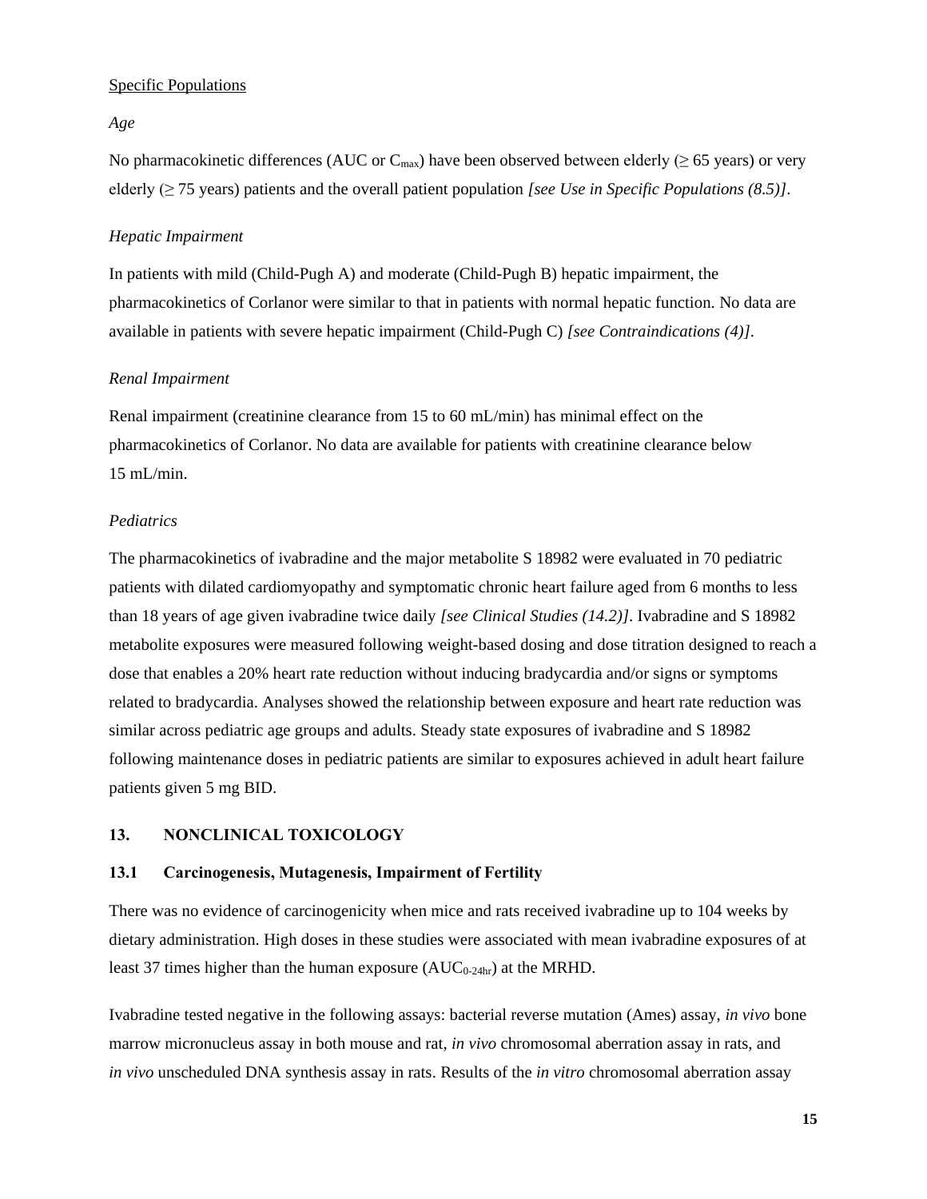Specific Populations

*Age*

No pharmacokinetic differences (AUC or $C_{max}$) have been observed between elderly (≥ 65 years) or very elderly (≥ 75 years) patients and the overall patient population *[see Use in Specific Populations (8.5)]*.

*Hepatic Impairment*

In patients with mild (Child-Pugh A) and moderate (Child-Pugh B) hepatic impairment, the pharmacokinetics of Corlanor were similar to that in patients with normal hepatic function. No data are available in patients with severe hepatic impairment (Child-Pugh C) *[see Contraindications (4)]*.

*Renal Impairment*

Renal impairment (creatinine clearance from 15 to 60 mL/min) has minimal effect on the pharmacokinetics of Corlanor. No data are available for patients with creatinine clearance below 15 mL/min.

*Pediatrics*

The pharmacokinetics of ivabradine and the major metabolite S 18982 were evaluated in 70 pediatric patients with dilated cardiomyopathy and symptomatic chronic heart failure aged from 6 months to less than 18 years of age given ivabradine twice daily *[see Clinical Studies (14.2)]*. Ivabradine and S 18982 metabolite exposures were measured following weight-based dosing and dose titration designed to reach a dose that enables a 20% heart rate reduction without inducing bradycardia and/or signs or symptoms related to bradycardia. Analyses showed the relationship between exposure and heart rate reduction was similar across pediatric age groups and adults. Steady state exposures of ivabradine and S 18982 following maintenance doses in pediatric patients are similar to exposures achieved in adult heart failure patients given 5 mg BID.

## 13. NONCLINICAL TOXICOLOGY

### 13.1 Carcinogenesis, Mutagenesis, Impairment of Fertility

There was no evidence of carcinogenicity when mice and rats received ivabradine up to 104 weeks by dietary administration. High doses in these studies were associated with mean ivabradine exposures of at least 37 times higher than the human exposure ($AUC_{0\text{-}24hr}$) at the MRHD.

Ivabradine tested negative in the following assays: bacterial reverse mutation (Ames) assay, *in vivo* bone marrow micronucleus assay in both mouse and rat, *in vivo* chromosomal aberration assay in rats, and *in vivo* unscheduled DNA synthesis assay in rats. Results of the *in vitro* chromosomal aberration assay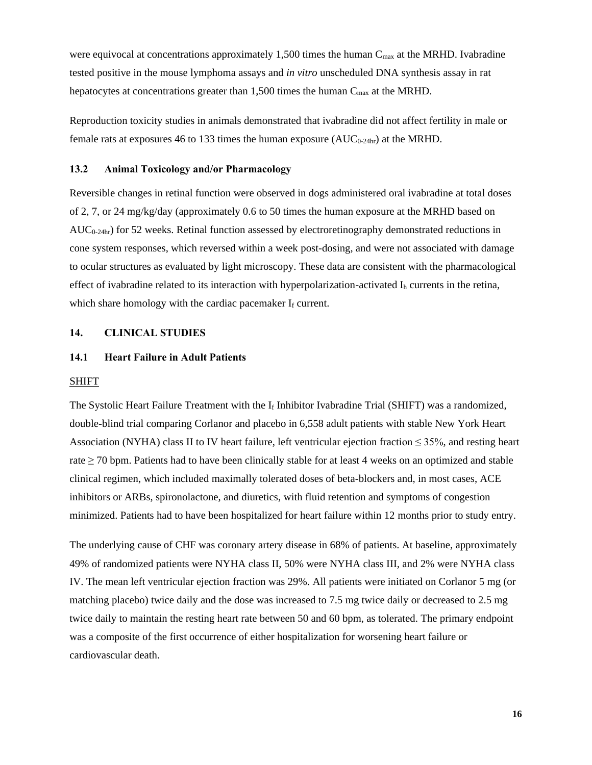were equivocal at concentrations approximately 1,500 times the human $C_{max}$ at the MRHD. Ivabradine tested positive in the mouse lymphoma assays and *in vitro* unscheduled DNA synthesis assay in rat hepatocytes at concentrations greater than 1,500 times the human $C_{max}$ at the MRHD.

Reproduction toxicity studies in animals demonstrated that ivabradine did not affect fertility in male or female rats at exposures 46 to 133 times the human exposure ($AUC_{0\text{-}24hr}$) at the MRHD.

### 13.2 Animal Toxicology and/or Pharmacology

Reversible changes in retinal function were observed in dogs administered oral ivabradine at total doses of 2, 7, or 24 mg/kg/day (approximately 0.6 to 50 times the human exposure at the MRHD based on $AUC_{0\text{-}24hr}$) for 52 weeks. Retinal function assessed by electroretinography demonstrated reductions in cone system responses, which reversed within a week post-dosing, and were not associated with damage to ocular structures as evaluated by light microscopy. These data are consistent with the pharmacological effect of ivabradine related to its interaction with hyperpolarization-activated $I_h$ currents in the retina, which share homology with the cardiac pacemaker $I_f$ current.

## 14. CLINICAL STUDIES

### 14.1 Heart Failure in Adult Patients

SHIFT

The Systolic Heart Failure Treatment with the $I_f$ Inhibitor Ivabradine Trial (SHIFT) was a randomized, double-blind trial comparing Corlanor and placebo in 6,558 adult patients with stable New York Heart Association (NYHA) class II to IV heart failure, left ventricular ejection fraction ≤ 35%, and resting heart rate ≥ 70 bpm. Patients had to have been clinically stable for at least 4 weeks on an optimized and stable clinical regimen, which included maximally tolerated doses of beta-blockers and, in most cases, ACE inhibitors or ARBs, spironolactone, and diuretics, with fluid retention and symptoms of congestion minimized. Patients had to have been hospitalized for heart failure within 12 months prior to study entry.

The underlying cause of CHF was coronary artery disease in 68% of patients. At baseline, approximately 49% of randomized patients were NYHA class II, 50% were NYHA class III, and 2% were NYHA class IV. The mean left ventricular ejection fraction was 29%. All patients were initiated on Corlanor 5 mg (or matching placebo) twice daily and the dose was increased to 7.5 mg twice daily or decreased to 2.5 mg twice daily to maintain the resting heart rate between 50 and 60 bpm, as tolerated. The primary endpoint was a composite of the first occurrence of either hospitalization for worsening heart failure or cardiovascular death.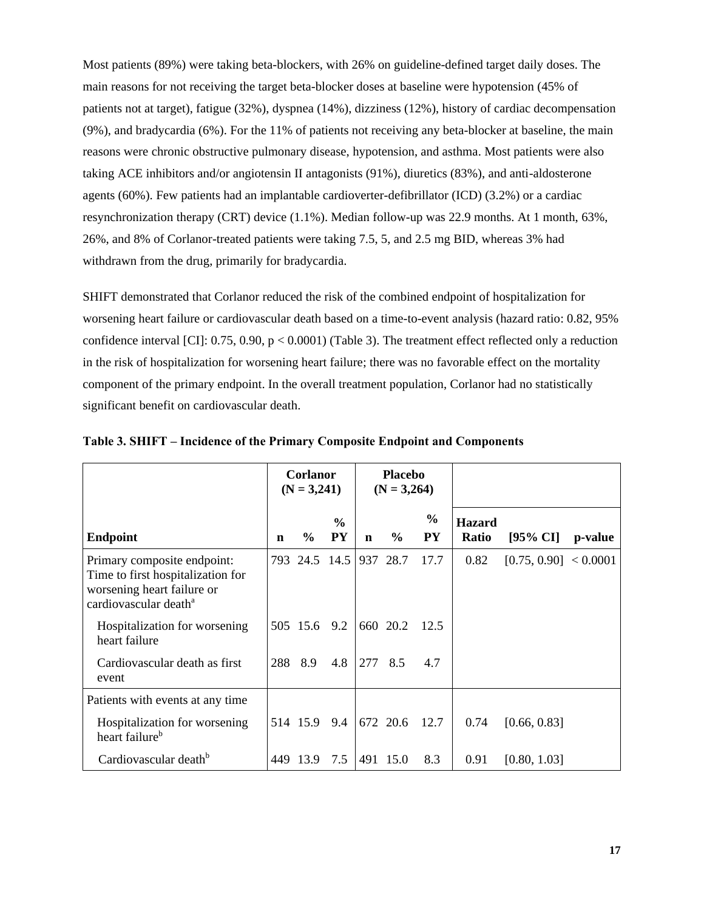Most patients (89%) were taking beta-blockers, with 26% on guideline-defined target daily doses. The main reasons for not receiving the target beta-blocker doses at baseline were hypotension (45% of patients not at target), fatigue (32%), dyspnea (14%), dizziness (12%), history of cardiac decompensation (9%), and bradycardia (6%). For the 11% of patients not receiving any beta-blocker at baseline, the main reasons were chronic obstructive pulmonary disease, hypotension, and asthma. Most patients were also taking ACE inhibitors and/or angiotensin II antagonists (91%), diuretics (83%), and anti-aldosterone agents (60%). Few patients had an implantable cardioverter-defibrillator (ICD) (3.2%) or a cardiac resynchronization therapy (CRT) device (1.1%). Median follow-up was 22.9 months. At 1 month, 63%, 26%, and 8% of Corlanor-treated patients were taking 7.5, 5, and 2.5 mg BID, whereas 3% had withdrawn from the drug, primarily for bradycardia.

SHIFT demonstrated that Corlanor reduced the risk of the combined endpoint of hospitalization for worsening heart failure or cardiovascular death based on a time-to-event analysis (hazard ratio: 0.82, 95% confidence interval [CI]: 0.75, 0.90, $p < 0.0001$) (Table 3). The treatment effect reflected only a reduction in the risk of hospitalization for worsening heart failure; there was no favorable effect on the mortality component of the primary endpoint. In the overall treatment population, Corlanor had no statistically significant benefit on cardiovascular death.

**Table 3. SHIFT – Incidence of the Primary Composite Endpoint and Components**

| | Corlanor (N = 3,241) | | | Placebo (N = 3,264) | | | | | |
|---|---|---|---|---|---|---|---|---|---|
| **Endpoint** | **n** | **%** | **% PY** | **n** | **%** | **% PY** | **Hazard Ratio** | **[95% CI]** | **p-value** |
| Primary composite endpoint: Time to first hospitalization for worsening heart failure or cardiovascular death[a] | 793 | 24.5 | 14.5 | 937 | 28.7 | 17.7 | 0.82 | [0.75, 0.90] | < 0.0001 |
| Hospitalization for worsening heart failure | 505 | 15.6 | 9.2 | 660 | 20.2 | 12.5 | | | |
| Cardiovascular death as first event | 288 | 8.9 | 4.8 | 277 | 8.5 | 4.7 | | | |
| Patients with events at any time | | | | | | | | | |
| Hospitalization for worsening heart failure[b] | 514 | 15.9 | 9.4 | 672 | 20.6 | 12.7 | 0.74 | [0.66, 0.83] | |
| Cardiovascular death[b] | 449 | 13.9 | 7.5 | 491 | 15.0 | 8.3 | 0.91 | [0.80, 1.03] | |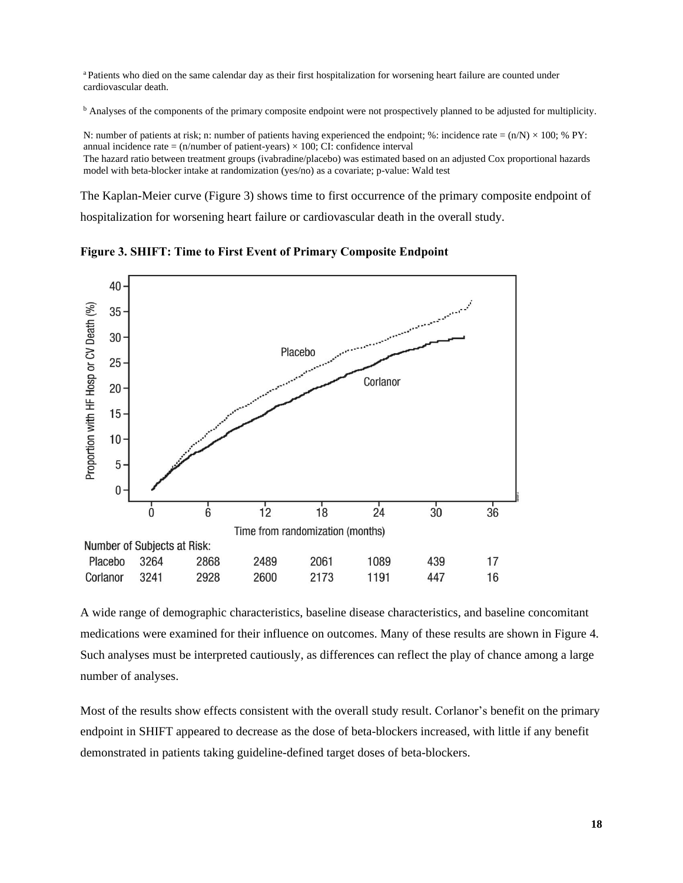[a] Patients who died on the same calendar day as their first hospitalization for worsening heart failure are counted under cardiovascular death.

[b] Analyses of the components of the primary composite endpoint were not prospectively planned to be adjusted for multiplicity.

N: number of patients at risk; n: number of patients having experienced the endpoint; %: incidence rate = (n/N) × 100; % PY: annual incidence rate = (n/number of patient-years) × 100; CI: confidence interval
The hazard ratio between treatment groups (ivabradine/placebo) was estimated based on an adjusted Cox proportional hazards model with beta-blocker intake at randomization (yes/no) as a covariate; p-value: Wald test

The Kaplan-Meier curve (Figure 3) shows time to first occurrence of the primary composite endpoint of hospitalization for worsening heart failure or cardiovascular death in the overall study.

**Figure 3. SHIFT: Time to First Event of Primary Composite Endpoint**

Number of Subjects at Risk:

| | 0 | 6 | 12 | 18 | 24 | 30 | 36 |
|---|---|---|---|---|---|---|---|
| Placebo | 3264 | 2868 | 2489 | 2061 | 1089 | 439 | 17 |
| Corlanor | 3241 | 2928 | 2600 | 2173 | 1191 | 447 | 16 |

A wide range of demographic characteristics, baseline disease characteristics, and baseline concomitant medications were examined for their influence on outcomes. Many of these results are shown in Figure 4. Such analyses must be interpreted cautiously, as differences can reflect the play of chance among a large number of analyses.

Most of the results show effects consistent with the overall study result. Corlanor's benefit on the primary endpoint in SHIFT appeared to decrease as the dose of beta-blockers increased, with little if any benefit demonstrated in patients taking guideline-defined target doses of beta-blockers.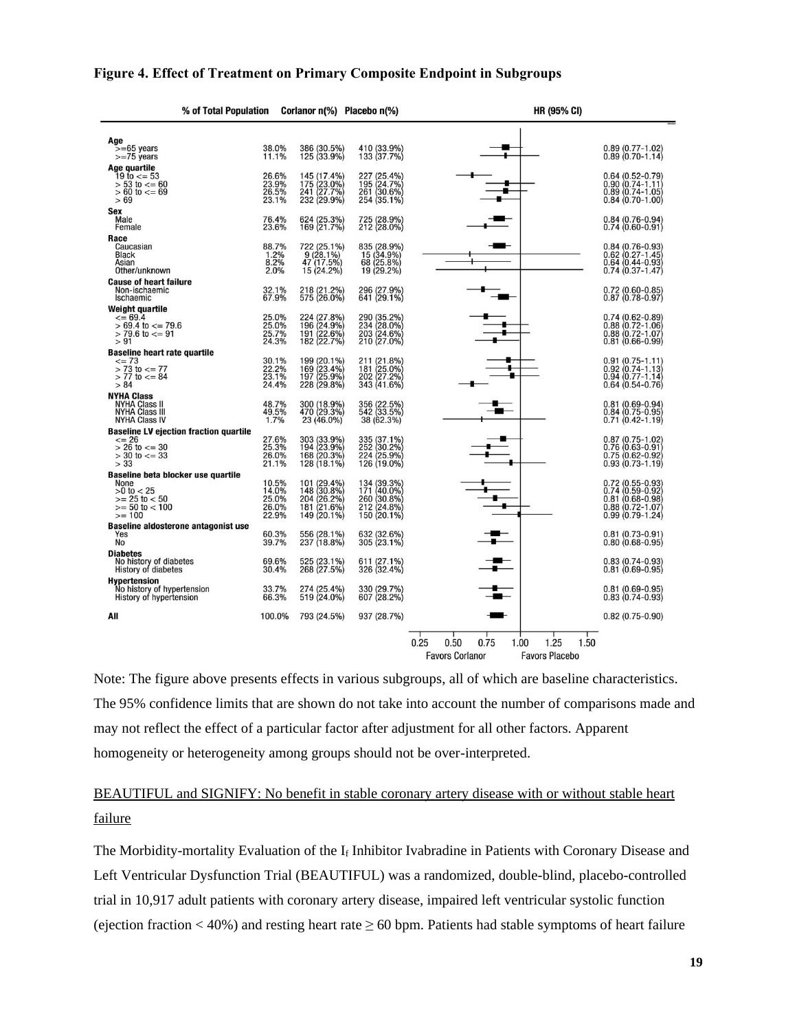**Figure 4. Effect of Treatment on Primary Composite Endpoint in Subgroups**

| | % of Total Population | Corlanor n(%) | Placebo n(%) | HR (95% CI) |
|---|---|---|---|---|
| **Age** | | | | |
| >=65 years | 38.0% | 386 (30.5%) | 410 (33.9%) | 0.89 (0.77-1.02) |
| >=75 years | 11.1% | 125 (33.9%) | 133 (37.7%) | 0.89 (0.70-1.14) |
| **Age quartile** | | | | |
| 19 to <= 53 | 26.6% | 145 (17.4%) | 227 (25.4%) | 0.64 (0.52-0.79) |
| > 53 to <= 60 | 23.9% | 175 (23.0%) | 195 (24.7%) | 0.90 (0.74-1.11) |
| > 60 to <= 69 | 26.5% | 241 (27.7%) | 261 (30.6%) | 0.89 (0.74-1.05) |
| > 69 | 23.1% | 232 (29.9%) | 254 (35.1%) | 0.84 (0.70-1.00) |
| **Sex** | | | | |
| Male | 76.4% | 624 (25.3%) | 725 (28.9%) | 0.84 (0.76-0.94) |
| Female | 23.6% | 169 (21.7%) | 212 (28.0%) | 0.74 (0.60-0.91) |
| **Race** | | | | |
| Caucasian | 88.7% | 722 (25.1%) | 835 (28.9%) | 0.84 (0.76-0.93) |
| Black | 1.2% | 9 (28.1%) | 15 (34.9%) | 0.62 (0.27-1.45) |
| Asian | 8.2% | 47 (17.5%) | 68 (25.8%) | 0.64 (0.44-0.93) |
| Other/unknown | 2.0% | 15 (24.2%) | 19 (29.2%) | 0.74 (0.37-1.47) |
| **Cause of heart failure** | | | | |
| Non-ischaemic | 32.1% | 218 (21.2%) | 296 (27.9%) | 0.72 (0.60-0.85) |
| Ischaemic | 67.9% | 575 (26.0%) | 641 (29.1%) | 0.87 (0.78-0.97) |
| **Weight quartile** | | | | |
| <= 69.4 | 25.0% | 224 (27.8%) | 290 (35.2%) | 0.74 (0.62-0.89) |
| > 69.4 to <= 79.6 | 25.0% | 196 (24.9%) | 234 (28.0%) | 0.88 (0.72-1.06) |
| > 79.6 to <= 91 | 25.7% | 191 (22.6%) | 203 (24.6%) | 0.88 (0.72-1.07) |
| > 91 | 24.3% | 182 (22.7%) | 210 (27.0%) | 0.81 (0.66-0.99) |
| **Baseline heart rate quartile** | | | | |
| <= 73 | 30.1% | 199 (20.1%) | 211 (21.8%) | 0.91 (0.75-1.11) |
| > 73 to <= 77 | 22.2% | 169 (23.4%) | 181 (25.0%) | 0.92 (0.74-1.13) |
| > 77 to <= 84 | 23.1% | 197 (25.9%) | 202 (27.2%) | 0.94 (0.77-1.14) |
| > 84 | 24.4% | 228 (29.8%) | 343 (41.6%) | 0.64 (0.54-0.76) |
| **NYHA Class** | | | | |
| NYHA Class II | 48.7% | 300 (18.9%) | 356 (22.5%) | 0.81 (0.69-0.94) |
| NYHA Class III | 49.5% | 470 (29.3%) | 542 (33.5%) | 0.84 (0.75-0.95) |
| NYHA Class IV | 1.7% | 23 (46.0%) | 38 (62.3%) | 0.71 (0.42-1.19) |
| **Baseline LV ejection fraction quartile** | | | | |
| <= 26 | 27.6% | 303 (33.9%) | 335 (37.1%) | 0.87 (0.75-1.02) |
| > 26 to <= 30 | 25.3% | 194 (23.9%) | 252 (30.2%) | 0.76 (0.63-0.91) |
| > 30 to <= 33 | 26.0% | 168 (20.3%) | 224 (25.9%) | 0.75 (0.62-0.92) |
| > 33 | 21.1% | 128 (18.1%) | 126 (19.0%) | 0.93 (0.73-1.19) |
| **Baseline beta blocker use quartile** | | | | |
| None | 10.5% | 101 (29.4%) | 134 (39.3%) | 0.72 (0.55-0.93) |
| >0 to < 25 | 14.0% | 148 (30.8%) | 171 (40.0%) | 0.74 (0.59-0.92) |
| >= 25 to < 50 | 25.0% | 204 (26.2%) | 260 (30.8%) | 0.81 (0.68-0.98) |
| >= 50 to < 100 | 26.0% | 181 (21.6%) | 212 (24.8%) | 0.88 (0.72-1.07) |
| >= 100 | 22.9% | 149 (20.1%) | 150 (20.1%) | 0.99 (0.79-1.24) |
| **Baseline aldosterone antagonist use** | | | | |
| Yes | 60.3% | 556 (28.1%) | 632 (32.6%) | 0.81 (0.73-0.91) |
| No | 39.7% | 237 (18.8%) | 305 (23.1%) | 0.80 (0.68-0.95) |
| **Diabetes** | | | | |
| No history of diabetes | 69.6% | 525 (23.1%) | 611 (27.1%) | 0.83 (0.74-0.93) |
| History of diabetes | 30.4% | 268 (27.5%) | 326 (32.4%) | 0.81 (0.69-0.95) |
| **Hypertension** | | | | |
| No history of hypertension | 33.7% | 274 (25.4%) | 330 (29.7%) | 0.81 (0.69-0.95) |
| History of hypertension | 66.3% | 519 (24.0%) | 607 (28.2%) | 0.83 (0.74-0.93) |
| **All** | 100.0% | 793 (24.5%) | 937 (28.7%) | 0.82 (0.75-0.90) |

Favors Corlanor ← → Favors Placebo (axis: 0.25, 0.50, 0.75, 1.00, 1.25, 1.50)

Note: The figure above presents effects in various subgroups, all of which are baseline characteristics. The 95% confidence limits that are shown do not take into account the number of comparisons made and may not reflect the effect of a particular factor after adjustment for all other factors. Apparent homogeneity or heterogeneity among groups should not be over-interpreted.

<u>BEAUTIFUL and SIGNIFY: No benefit in stable coronary artery disease with or without stable heart failure</u>

The Morbidity-mortality Evaluation of the $I_f$ Inhibitor Ivabradine in Patients with Coronary Disease and Left Ventricular Dysfunction Trial (BEAUTIFUL) was a randomized, double-blind, placebo-controlled trial in 10,917 adult patients with coronary artery disease, impaired left ventricular systolic function (ejection fraction < 40%) and resting heart rate ≥ 60 bpm. Patients had stable symptoms of heart failure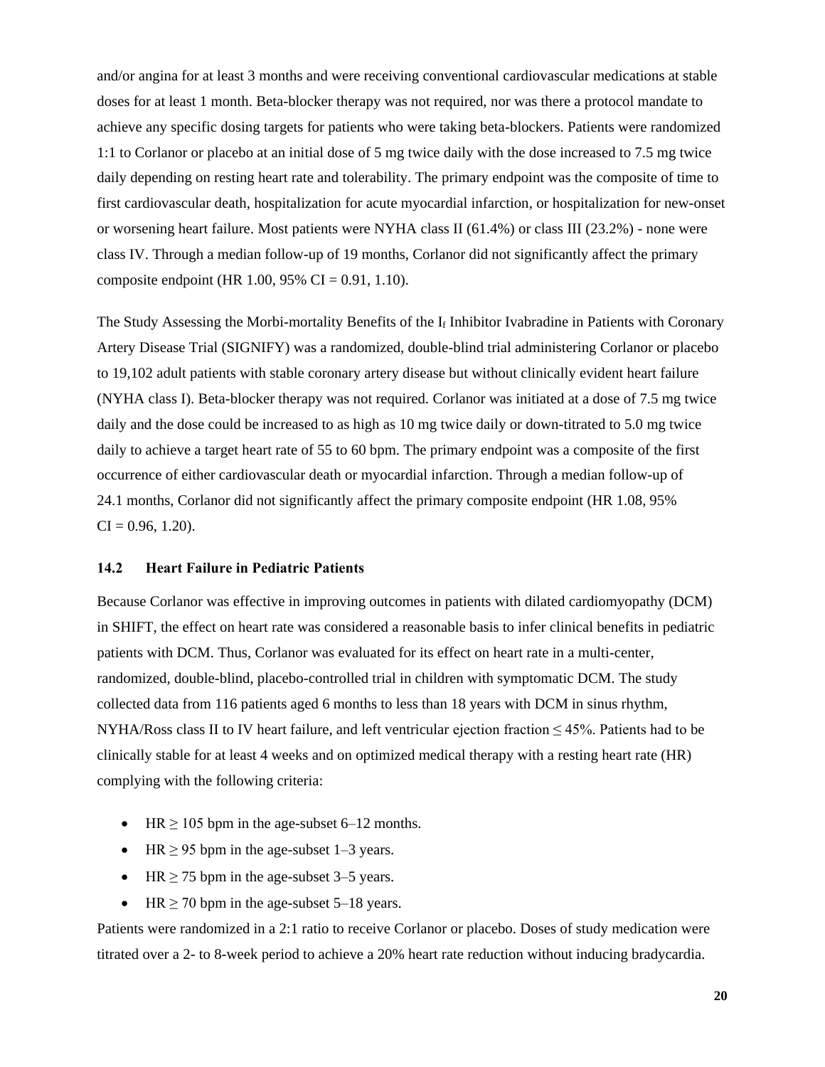and/or angina for at least 3 months and were receiving conventional cardiovascular medications at stable doses for at least 1 month. Beta-blocker therapy was not required, nor was there a protocol mandate to achieve any specific dosing targets for patients who were taking beta-blockers. Patients were randomized 1:1 to Corlanor or placebo at an initial dose of 5 mg twice daily with the dose increased to 7.5 mg twice daily depending on resting heart rate and tolerability. The primary endpoint was the composite of time to first cardiovascular death, hospitalization for acute myocardial infarction, or hospitalization for new-onset or worsening heart failure. Most patients were NYHA class II (61.4%) or class III (23.2%) - none were class IV. Through a median follow-up of 19 months, Corlanor did not significantly affect the primary composite endpoint (HR 1.00, 95% CI = 0.91, 1.10).

The Study Assessing the Morbi-mortality Benefits of the $I_f$ Inhibitor Ivabradine in Patients with Coronary Artery Disease Trial (SIGNIFY) was a randomized, double-blind trial administering Corlanor or placebo to 19,102 adult patients with stable coronary artery disease but without clinically evident heart failure (NYHA class I). Beta-blocker therapy was not required. Corlanor was initiated at a dose of 7.5 mg twice daily and the dose could be increased to as high as 10 mg twice daily or down-titrated to 5.0 mg twice daily to achieve a target heart rate of 55 to 60 bpm. The primary endpoint was a composite of the first occurrence of either cardiovascular death or myocardial infarction. Through a median follow-up of 24.1 months, Corlanor did not significantly affect the primary composite endpoint (HR 1.08, 95% CI = 0.96, 1.20).

### 14.2 Heart Failure in Pediatric Patients

Because Corlanor was effective in improving outcomes in patients with dilated cardiomyopathy (DCM) in SHIFT, the effect on heart rate was considered a reasonable basis to infer clinical benefits in pediatric patients with DCM. Thus, Corlanor was evaluated for its effect on heart rate in a multi-center, randomized, double-blind, placebo-controlled trial in children with symptomatic DCM. The study collected data from 116 patients aged 6 months to less than 18 years with DCM in sinus rhythm, NYHA/Ross class II to IV heart failure, and left ventricular ejection fraction ≤ 45%. Patients had to be clinically stable for at least 4 weeks and on optimized medical therapy with a resting heart rate (HR) complying with the following criteria:

- HR ≥ 105 bpm in the age-subset 6–12 months.
- HR ≥ 95 bpm in the age-subset 1–3 years.
- HR ≥ 75 bpm in the age-subset 3–5 years.
- HR ≥ 70 bpm in the age-subset 5–18 years.

Patients were randomized in a 2:1 ratio to receive Corlanor or placebo. Doses of study medication were titrated over a 2- to 8-week period to achieve a 20% heart rate reduction without inducing bradycardia.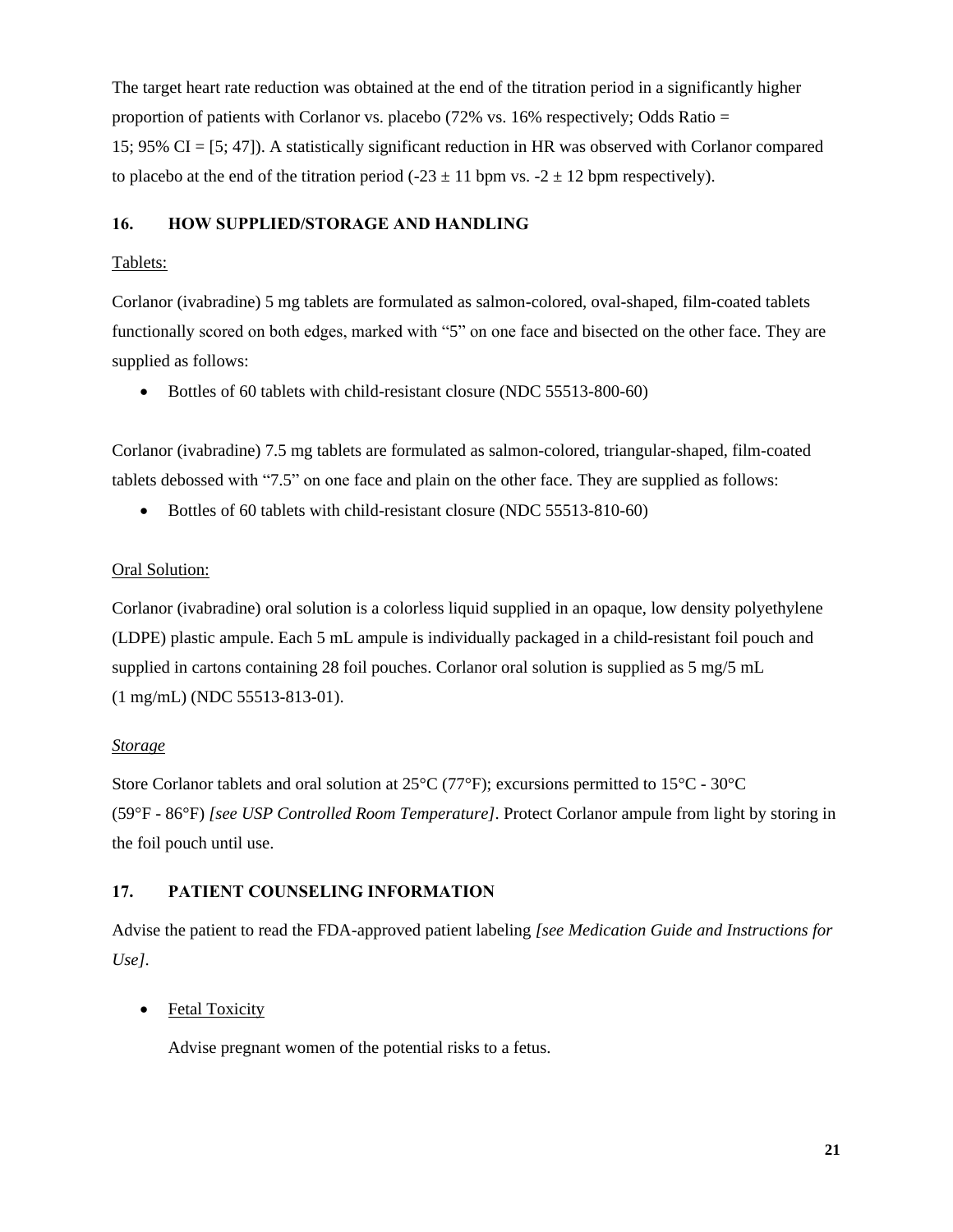The target heart rate reduction was obtained at the end of the titration period in a significantly higher proportion of patients with Corlanor vs. placebo (72% vs. 16% respectively; Odds Ratio = 15; 95% CI = [5; 47]). A statistically significant reduction in HR was observed with Corlanor compared to placebo at the end of the titration period (-23 ± 11 bpm vs. -2 ± 12 bpm respectively).

## 16. HOW SUPPLIED/STORAGE AND HANDLING

Tablets:

Corlanor (ivabradine) 5 mg tablets are formulated as salmon-colored, oval-shaped, film-coated tablets functionally scored on both edges, marked with "5" on one face and bisected on the other face. They are supplied as follows:

- Bottles of 60 tablets with child-resistant closure (NDC 55513-800-60)

Corlanor (ivabradine) 7.5 mg tablets are formulated as salmon-colored, triangular-shaped, film-coated tablets debossed with "7.5" on one face and plain on the other face. They are supplied as follows:

- Bottles of 60 tablets with child-resistant closure (NDC 55513-810-60)

Oral Solution:

Corlanor (ivabradine) oral solution is a colorless liquid supplied in an opaque, low density polyethylene (LDPE) plastic ampule. Each 5 mL ampule is individually packaged in a child-resistant foil pouch and supplied in cartons containing 28 foil pouches. Corlanor oral solution is supplied as 5 mg/5 mL (1 mg/mL) (NDC 55513-813-01).

*Storage*

Store Corlanor tablets and oral solution at 25°C (77°F); excursions permitted to 15°C - 30°C (59°F - 86°F) *[see USP Controlled Room Temperature]*. Protect Corlanor ampule from light by storing in the foil pouch until use.

## 17. PATIENT COUNSELING INFORMATION

Advise the patient to read the FDA-approved patient labeling *[see Medication Guide and Instructions for Use]*.

- Fetal Toxicity

  Advise pregnant women of the potential risks to a fetus.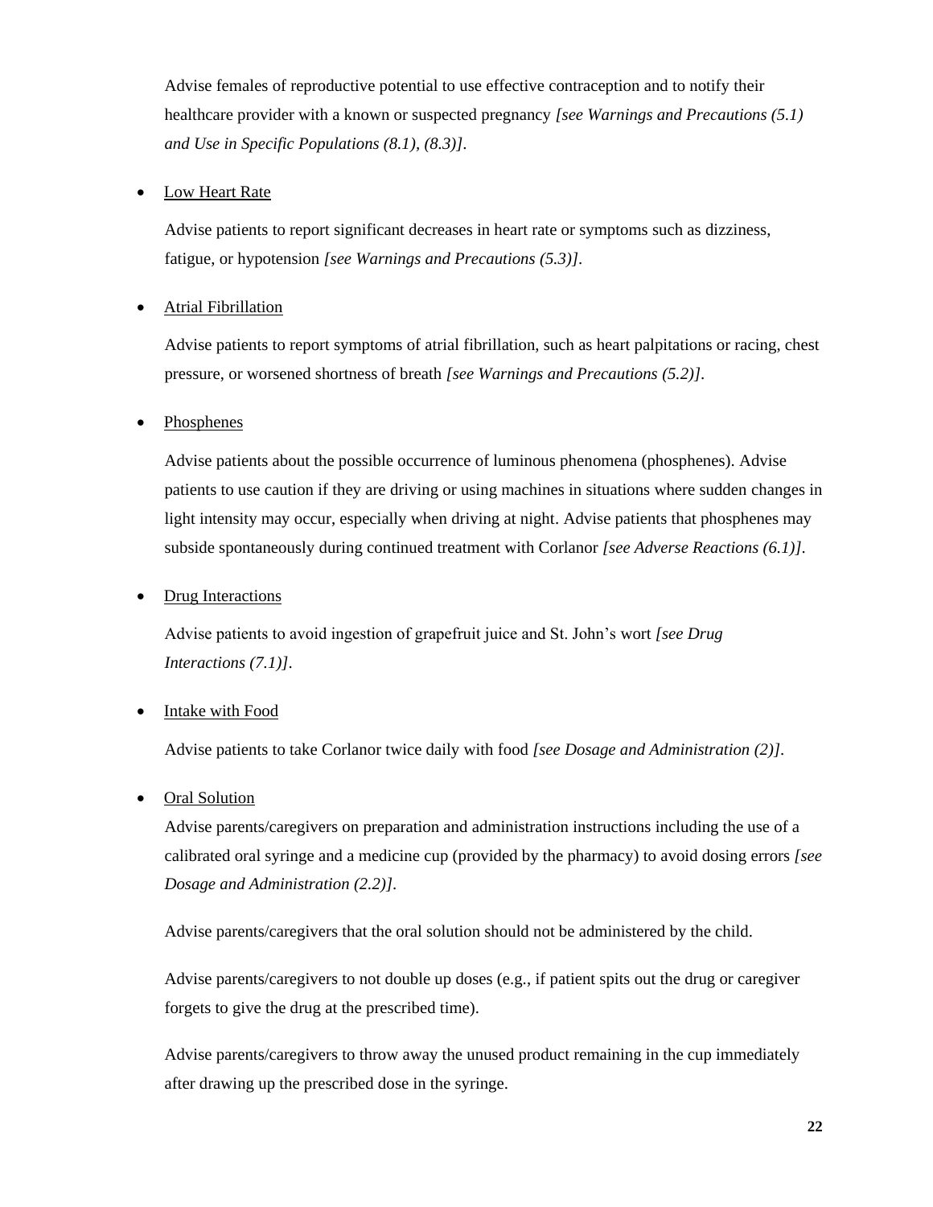Advise females of reproductive potential to use effective contraception and to notify their healthcare provider with a known or suspected pregnancy *[see Warnings and Precautions (5.1) and Use in Specific Populations (8.1), (8.3)]*.

- <u>Low Heart Rate</u>

  Advise patients to report significant decreases in heart rate or symptoms such as dizziness, fatigue, or hypotension *[see Warnings and Precautions (5.3)]*.

- <u>Atrial Fibrillation</u>

  Advise patients to report symptoms of atrial fibrillation, such as heart palpitations or racing, chest pressure, or worsened shortness of breath *[see Warnings and Precautions (5.2)]*.

- <u>Phosphenes</u>

  Advise patients about the possible occurrence of luminous phenomena (phosphenes). Advise patients to use caution if they are driving or using machines in situations where sudden changes in light intensity may occur, especially when driving at night. Advise patients that phosphenes may subside spontaneously during continued treatment with Corlanor *[see Adverse Reactions (6.1)]*.

- <u>Drug Interactions</u>

  Advise patients to avoid ingestion of grapefruit juice and St. John's wort *[see Drug Interactions (7.1)]*.

- <u>Intake with Food</u>

  Advise patients to take Corlanor twice daily with food *[see Dosage and Administration (2)]*.

- <u>Oral Solution</u>

  Advise parents/caregivers on preparation and administration instructions including the use of a calibrated oral syringe and a medicine cup (provided by the pharmacy) to avoid dosing errors *[see Dosage and Administration (2.2)]*.

  Advise parents/caregivers that the oral solution should not be administered by the child.

  Advise parents/caregivers to not double up doses (e.g., if patient spits out the drug or caregiver forgets to give the drug at the prescribed time).

  Advise parents/caregivers to throw away the unused product remaining in the cup immediately after drawing up the prescribed dose in the syringe.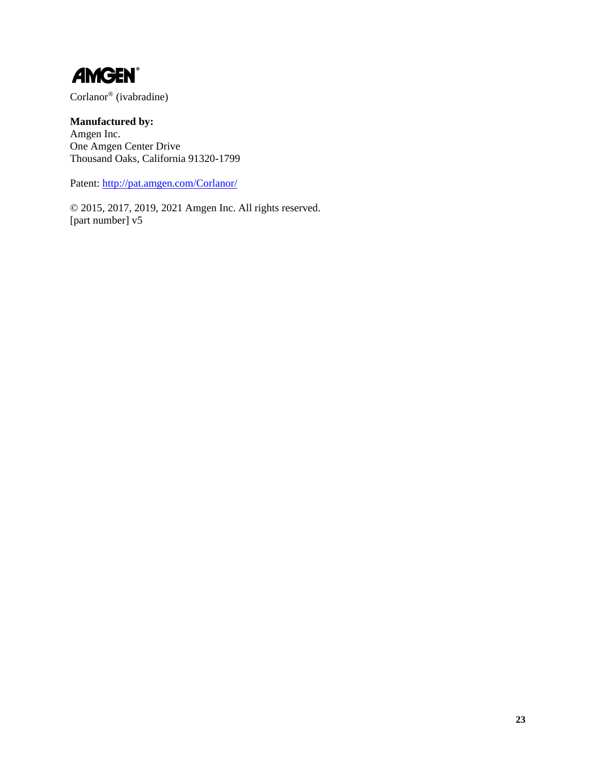AMGEN®

Corlanor® (ivabradine)

**Manufactured by:**
Amgen Inc.
One Amgen Center Drive
Thousand Oaks, California 91320-1799

Patent: http://pat.amgen.com/Corlanor/

© 2015, 2017, 2019, 2021 Amgen Inc. All rights reserved.
[part number] v5